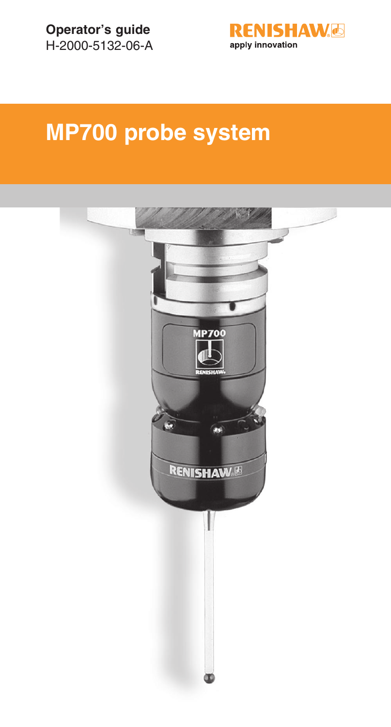**Operator's guide**
H-2000-5132-06-A

RENISHAW
apply innovation

# MP700 probe system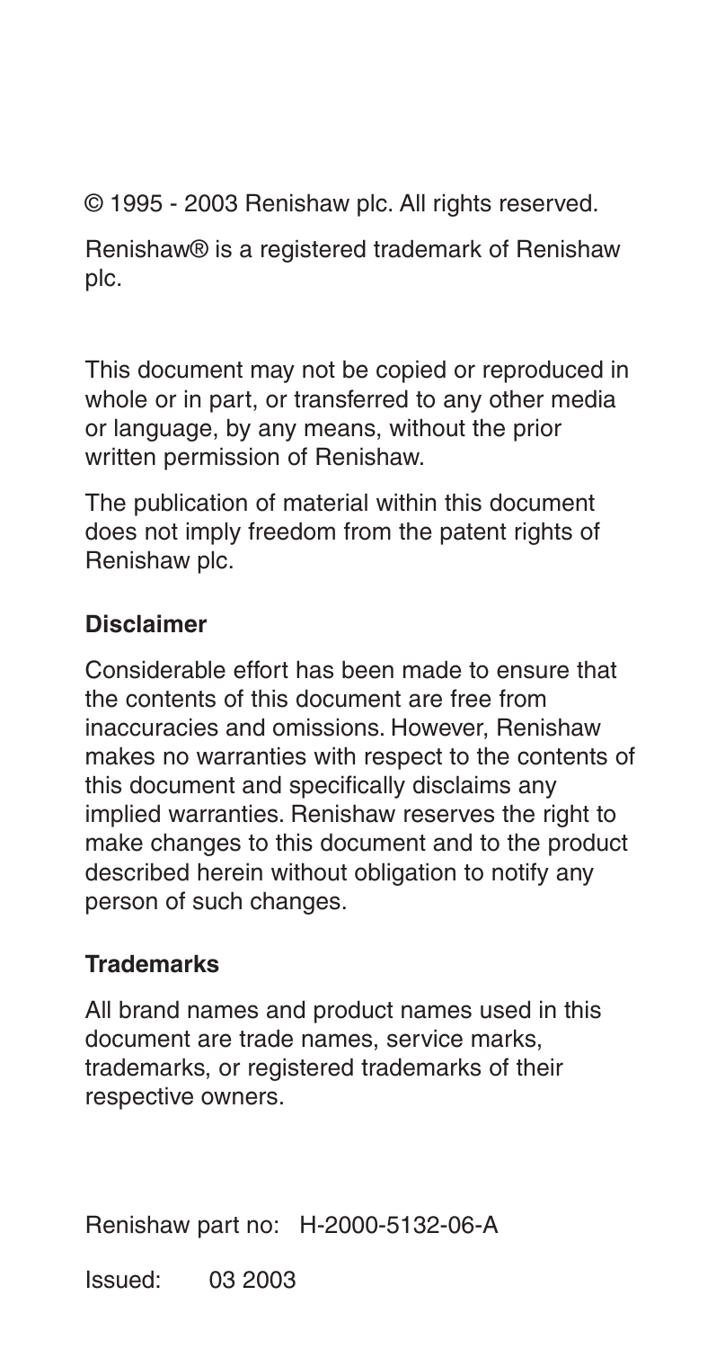© 1995 - 2003 Renishaw plc. All rights reserved.

Renishaw® is a registered trademark of Renishaw plc.

This document may not be copied or reproduced in whole or in part, or transferred to any other media or language, by any means, without the prior written permission of Renishaw.

The publication of material within this document does not imply freedom from the patent rights of Renishaw plc.

**Disclaimer**

Considerable effort has been made to ensure that the contents of this document are free from inaccuracies and omissions. However, Renishaw makes no warranties with respect to the contents of this document and specifically disclaims any implied warranties. Renishaw reserves the right to make changes to this document and to the product described herein without obligation to notify any person of such changes.

**Trademarks**

All brand names and product names used in this document are trade names, service marks, trademarks, or registered trademarks of their respective owners.

Renishaw part no: H-2000-5132-06-A

Issued: 03 2003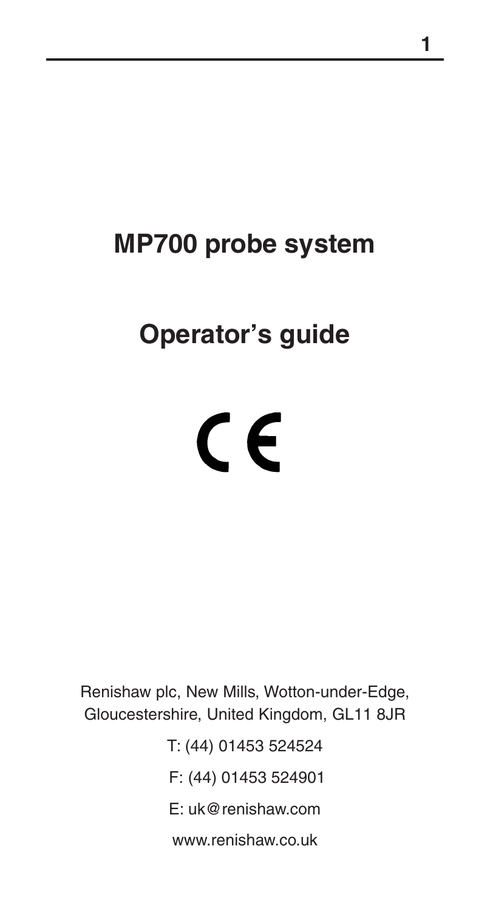# MP700 probe system

## Operator's guide

CE

Renishaw plc, New Mills, Wotton-under-Edge, Gloucestershire, United Kingdom, GL11 8JR

T: (44) 01453 524524

F: (44) 01453 524901

E: uk@renishaw.com

www.renishaw.co.uk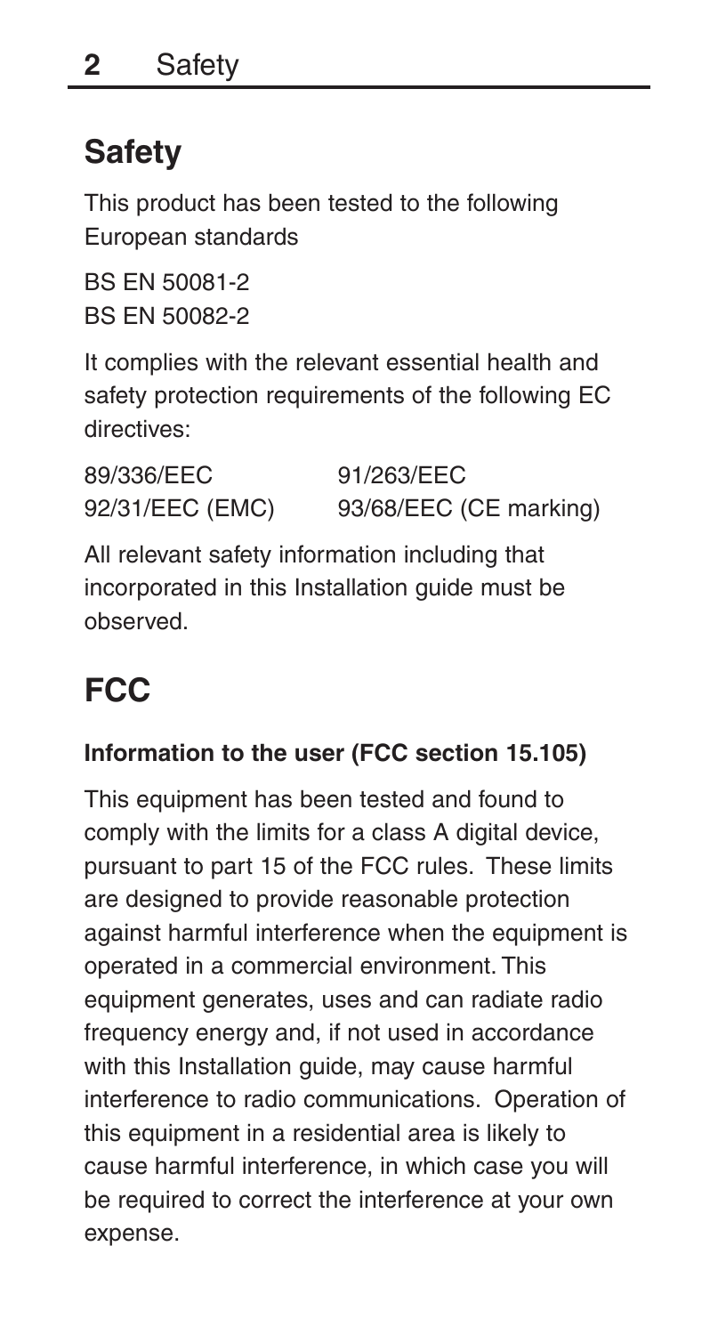## Safety

This product has been tested to the following European standards

BS EN 50081-2
BS EN 50082-2

It complies with the relevant essential health and safety protection requirements of the following EC directives:

| | |
|---|---|
| 89/336/EEC | 91/263/EEC |
| 92/31/EEC (EMC) | 93/68/EEC (CE marking) |

All relevant safety information including that incorporated in this Installation guide must be observed.

## FCC

**Information to the user (FCC section 15.105)**

This equipment has been tested and found to comply with the limits for a class A digital device, pursuant to part 15 of the FCC rules. These limits are designed to provide reasonable protection against harmful interference when the equipment is operated in a commercial environment. This equipment generates, uses and can radiate radio frequency energy and, if not used in accordance with this Installation guide, may cause harmful interference to radio communications. Operation of this equipment in a residential area is likely to cause harmful interference, in which case you will be required to correct the interference at your own expense.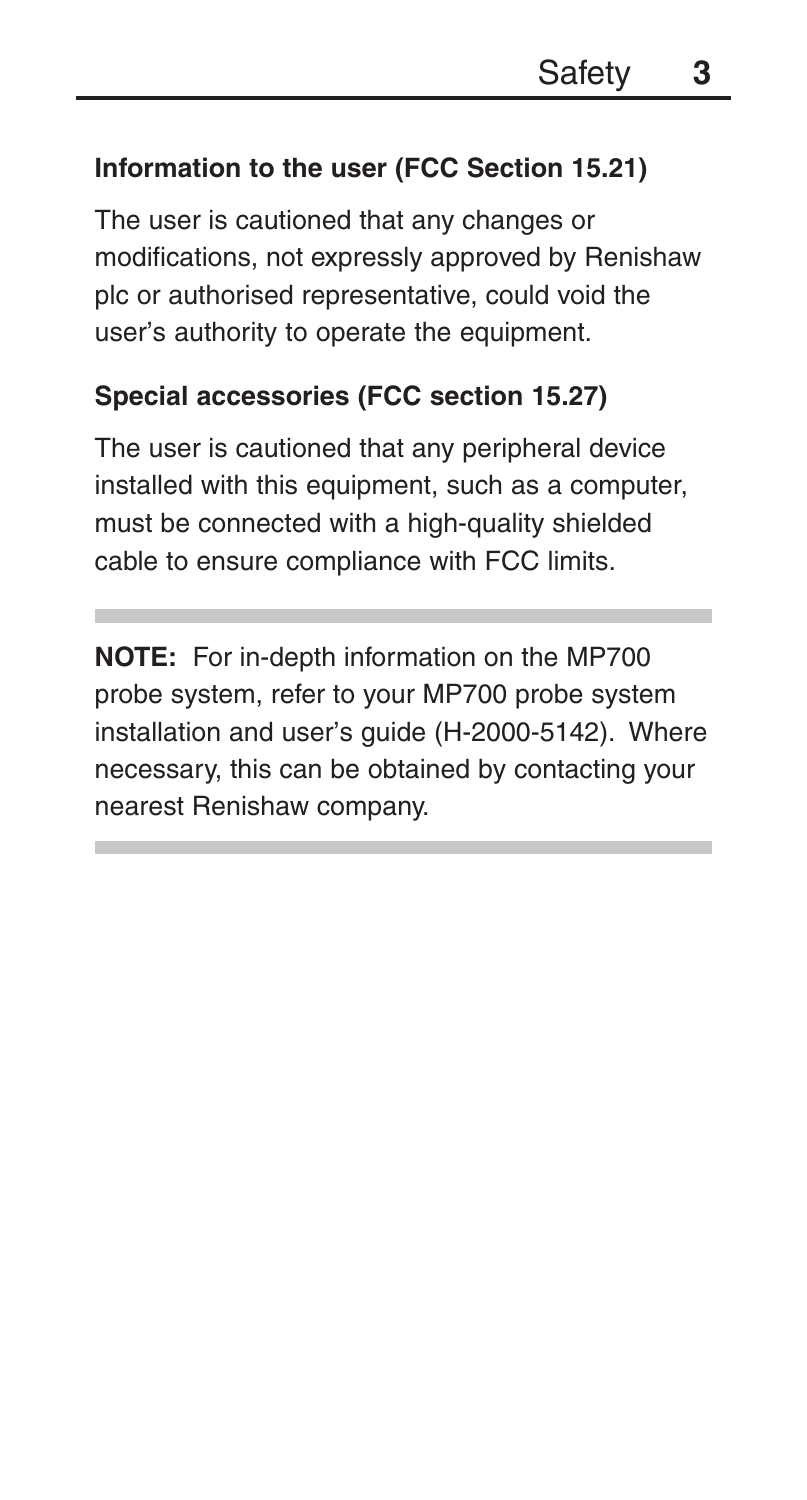### Information to the user (FCC Section 15.21)

The user is cautioned that any changes or modifications, not expressly approved by Renishaw plc or authorised representative, could void the user's authority to operate the equipment.

### Special accessories (FCC section 15.27)

The user is cautioned that any peripheral device installed with this equipment, such as a computer, must be connected with a high-quality shielded cable to ensure compliance with FCC limits.

---

**NOTE:** For in-depth information on the MP700 probe system, refer to your MP700 probe system installation and user's guide (H-2000-5142). Where necessary, this can be obtained by contacting your nearest Renishaw company.

---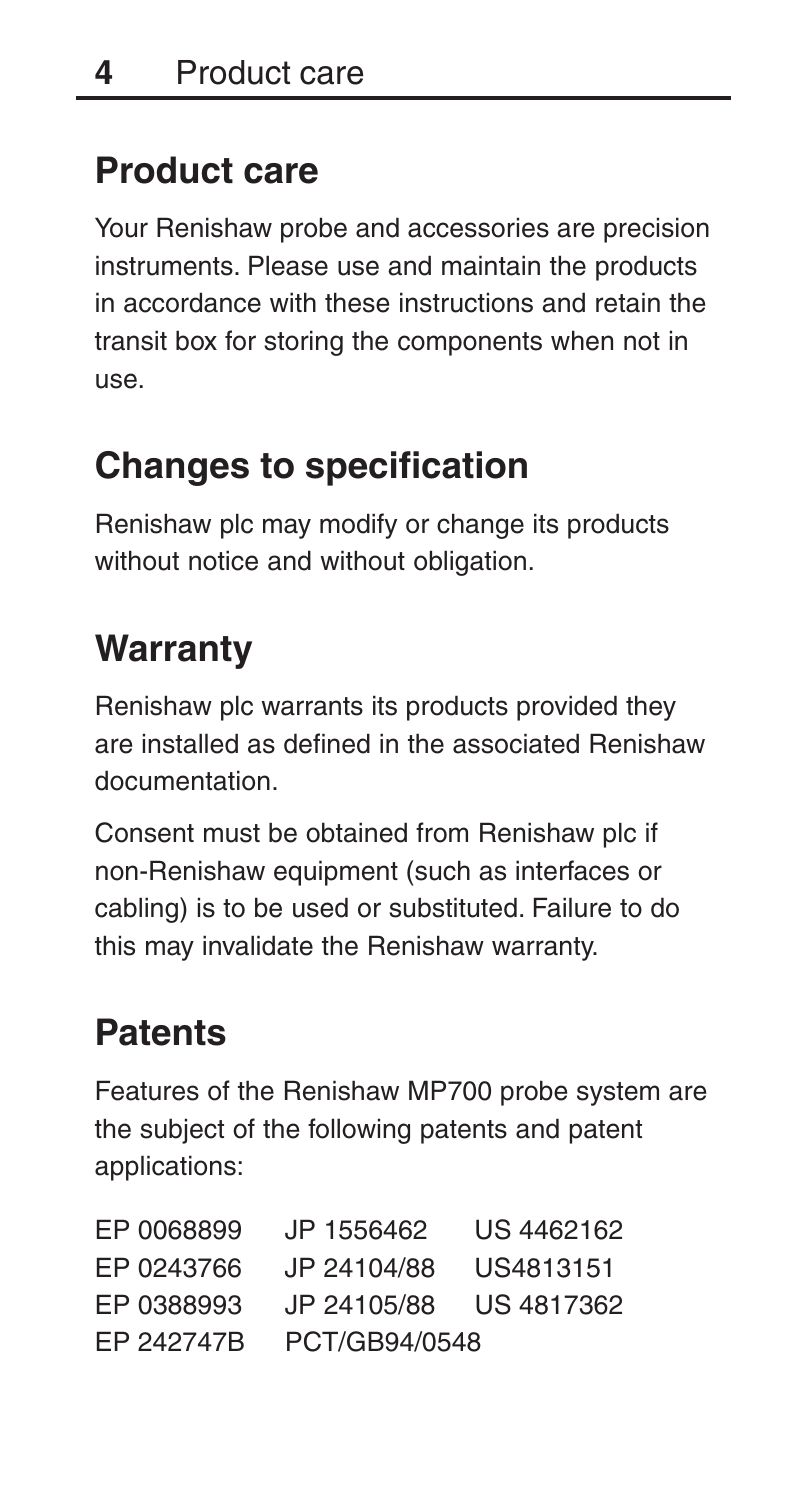## Product care

Your Renishaw probe and accessories are precision instruments. Please use and maintain the products in accordance with these instructions and retain the transit box for storing the components when not in use.

## Changes to specification

Renishaw plc may modify or change its products without notice and without obligation.

## Warranty

Renishaw plc warrants its products provided they are installed as defined in the associated Renishaw documentation.

Consent must be obtained from Renishaw plc if non-Renishaw equipment (such as interfaces or cabling) is to be used or substituted. Failure to do this may invalidate the Renishaw warranty.

## Patents

Features of the Renishaw MP700 probe system are the subject of the following patents and patent applications:

| | | |
|---|---|---|
| EP 0068899 | JP 1556462 | US 4462162 |
| EP 0243766 | JP 24104/88 | US4813151 |
| EP 0388993 | JP 24105/88 | US 4817362 |
| EP 242747B | PCT/GB94/0548 | |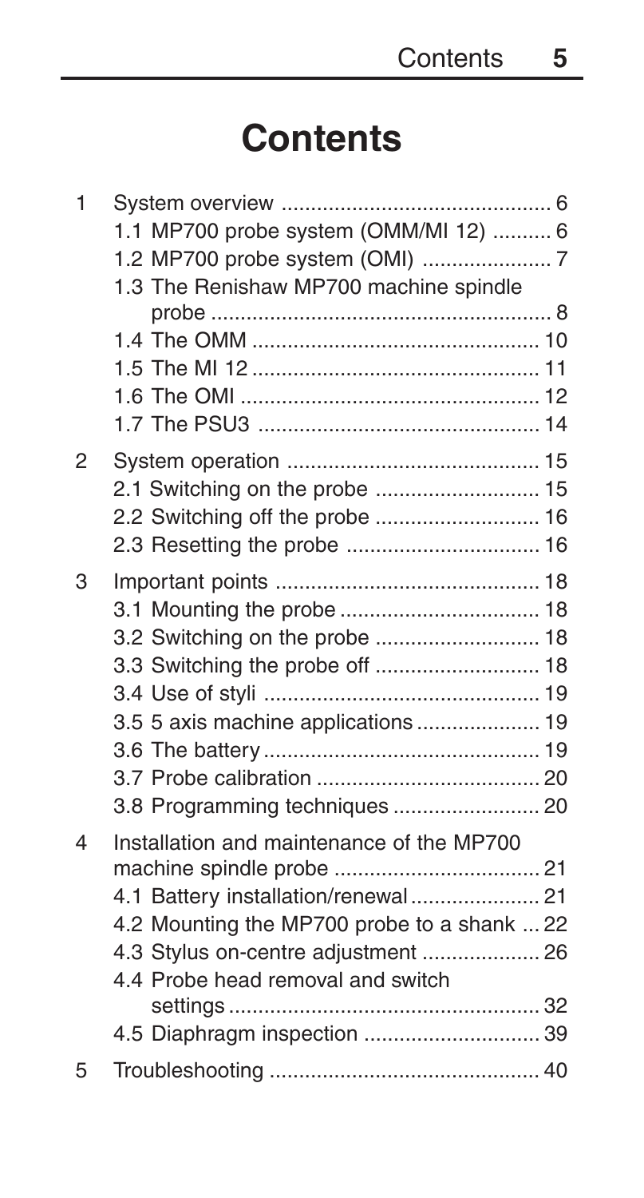# Contents

1 System overview ............................................. 6
  - 1.1 MP700 probe system (OMM/MI 12) .......... 6
  - 1.2 MP700 probe system (OMI) ...................... 7
  - 1.3 The Renishaw MP700 machine spindle probe ......................................................... 8
  - 1.4 The OMM ................................................. 10
  - 1.5 The MI 12 ................................................. 11
  - 1.6 The OMI ................................................... 12
  - 1.7 The PSU3 ................................................ 14

2 System operation ........................................... 15
  - 2.1 Switching on the probe ............................ 15
  - 2.2 Switching off the probe ............................ 16
  - 2.3 Resetting the probe ................................. 16

3 Important points ............................................. 18
  - 3.1 Mounting the probe .................................. 18
  - 3.2 Switching on the probe ............................ 18
  - 3.3 Switching the probe off ............................ 18
  - 3.4 Use of styli ............................................... 19
  - 3.5 5 axis machine applications ..................... 19
  - 3.6 The battery ............................................... 19
  - 3.7 Probe calibration ...................................... 20
  - 3.8 Programming techniques ......................... 20

4 Installation and maintenance of the MP700 machine spindle probe ................................... 21
  - 4.1 Battery installation/renewal ...................... 21
  - 4.2 Mounting the MP700 probe to a shank ... 22
  - 4.3 Stylus on-centre adjustment .................... 26
  - 4.4 Probe head removal and switch settings ..................................................... 32
  - 4.5 Diaphragm inspection .............................. 39

5 Troubleshooting .............................................. 40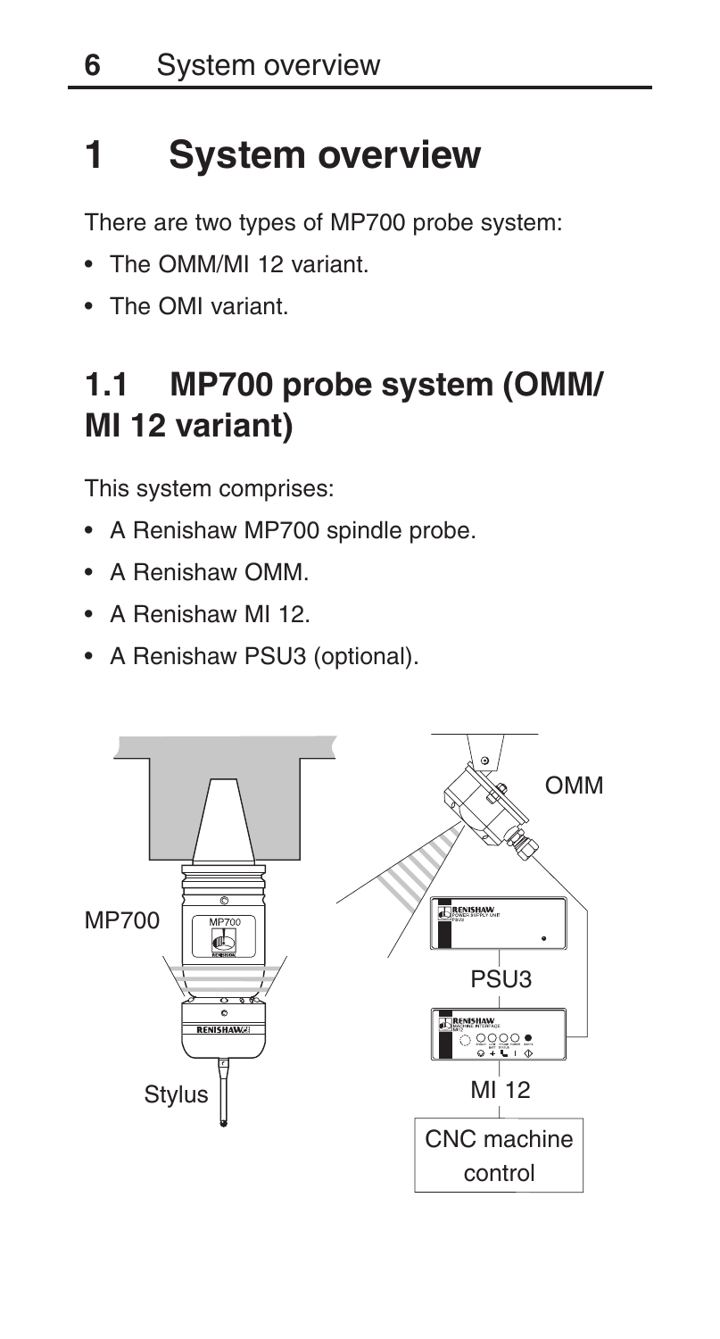# 1 System overview

There are two types of MP700 probe system:

- The OMM/MI 12 variant.
- The OMI variant.

## 1.1 MP700 probe system (OMM/ MI 12 variant)

This system comprises:

- A Renishaw MP700 spindle probe.
- A Renishaw OMM.
- A Renishaw MI 12.
- A Renishaw PSU3 (optional).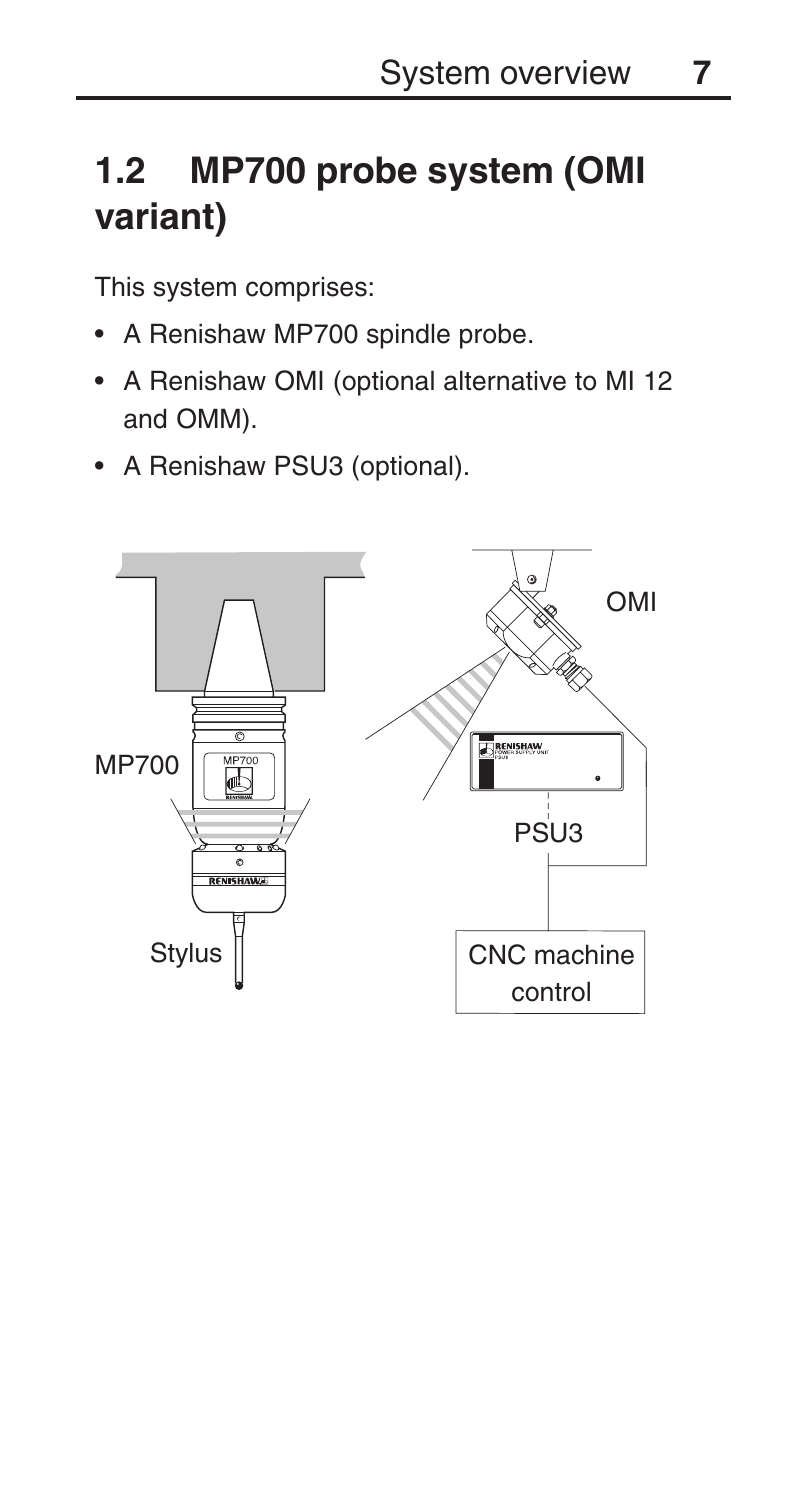## 1.2 MP700 probe system (OMI variant)

This system comprises:

- A Renishaw MP700 spindle probe.
- A Renishaw OMI (optional alternative to MI 12 and OMM).
- A Renishaw PSU3 (optional).

OMI

MP700

PSU3

Stylus

CNC machine control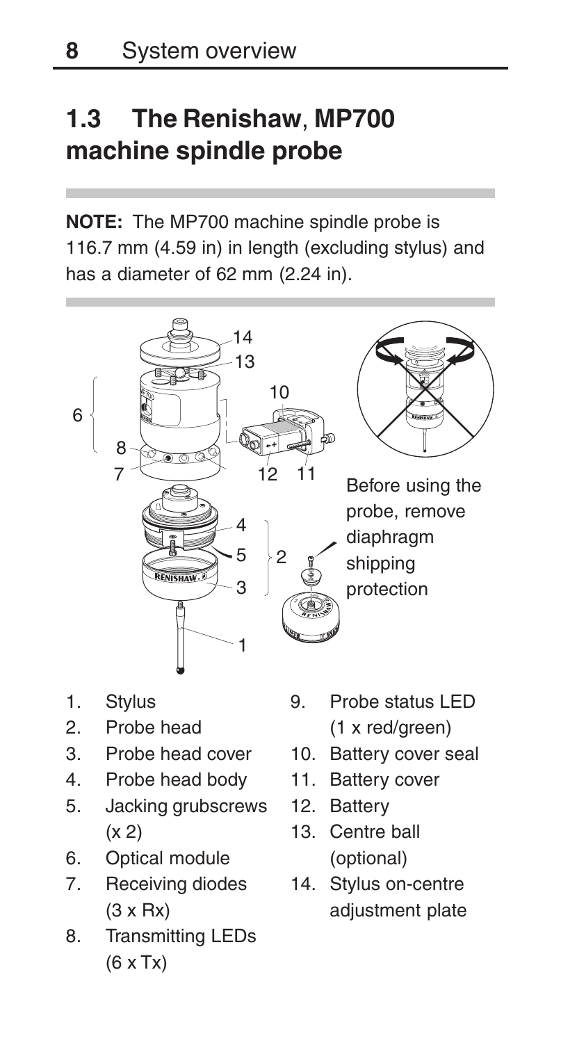## 1.3 The Renishaw, MP700 machine spindle probe

**NOTE:** The MP700 machine spindle probe is 116.7 mm (4.59 in) in length (excluding stylus) and has a diameter of 62 mm (2.24 in).

Before using the probe, remove diaphragm shipping protection

1. Stylus
2. Probe head
3. Probe head cover
4. Probe head body
5. Jacking grubscrews (x 2)
6. Optical module
7. Receiving diodes (3 x Rx)
8. Transmitting LEDs (6 x Tx)
9. Probe status LED (1 x red/green)
10. Battery cover seal
11. Battery cover
12. Battery
13. Centre ball (optional)
14. Stylus on-centre adjustment plate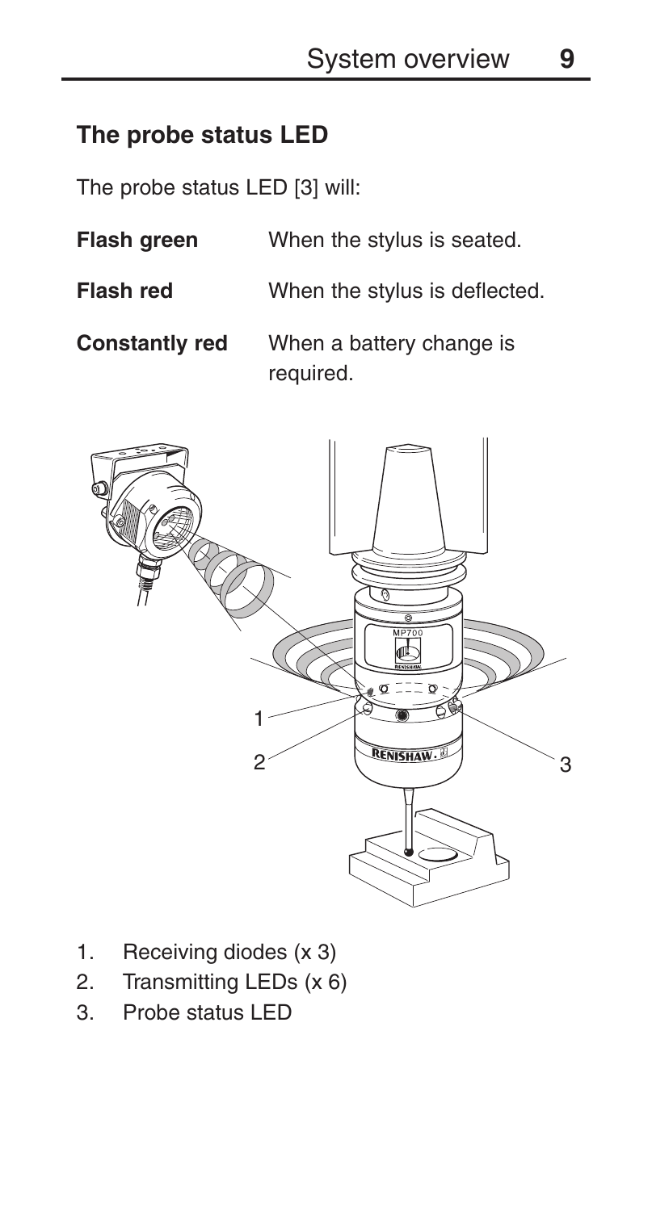## The probe status LED

The probe status LED [3] will:

| | |
|---|---|
| **Flash green** | When the stylus is seated. |
| **Flash red** | When the stylus is deflected. |
| **Constantly red** | When a battery change is required. |

1. Receiving diodes (x 3)
2. Transmitting LEDs (x 6)
3. Probe status LED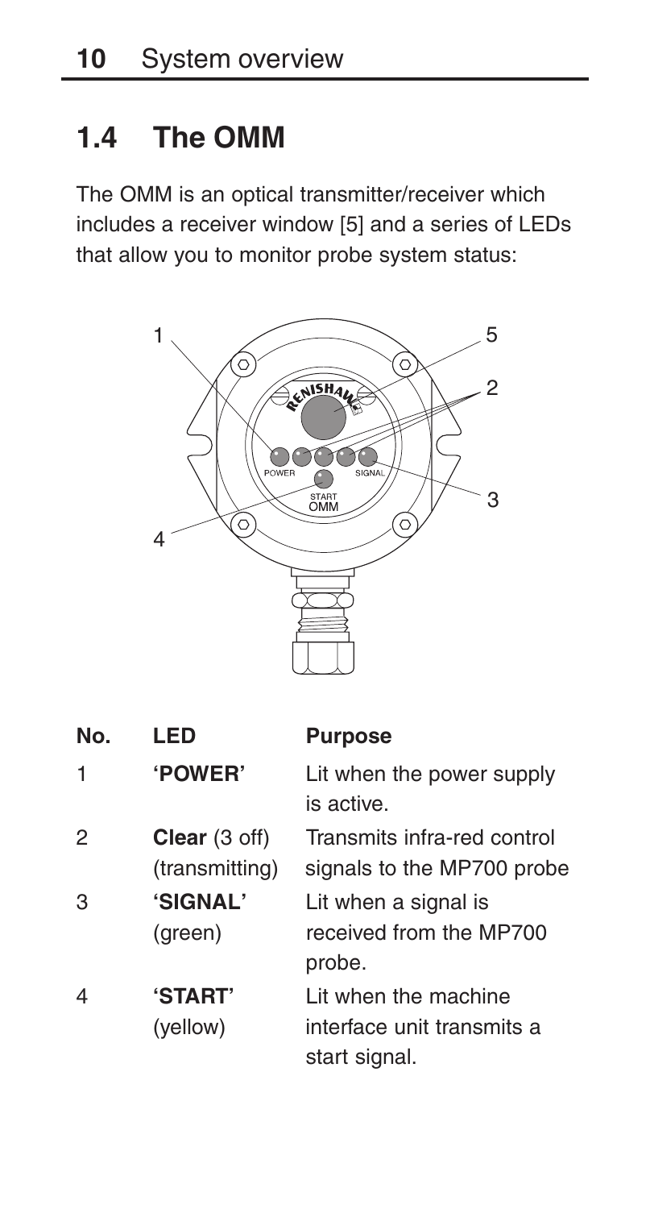## 1.4 The OMM

The OMM is an optical transmitter/receiver which includes a receiver window [5] and a series of LEDs that allow you to monitor probe system status:

| No. | LED | Purpose |
| --- | --- | --- |
| 1 | **'POWER'** | Lit when the power supply is active. |
| 2 | **Clear** (3 off) (transmitting) | Transmits infra-red control signals to the MP700 probe |
| 3 | **'SIGNAL'** (green) | Lit when a signal is received from the MP700 probe. |
| 4 | **'START'** (yellow) | Lit when the machine interface unit transmits a start signal. |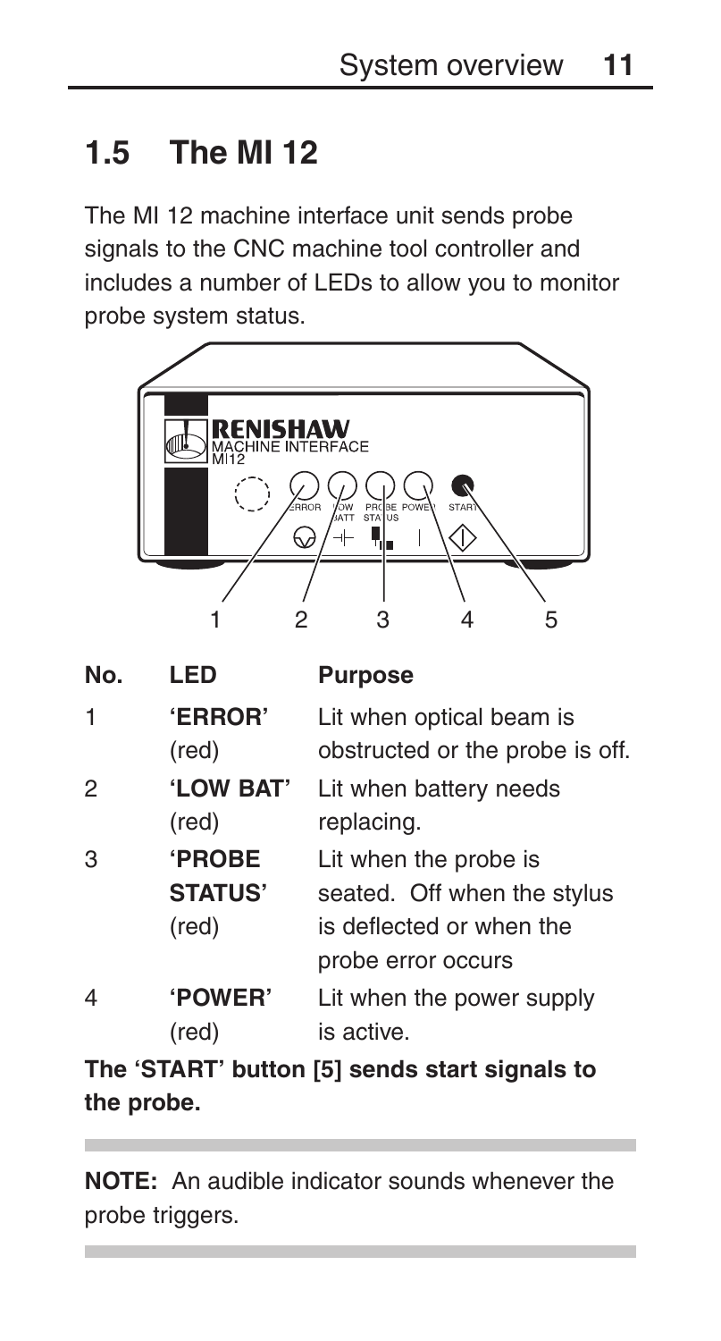## 1.5 The MI 12

The MI 12 machine interface unit sends probe signals to the CNC machine tool controller and includes a number of LEDs to allow you to monitor probe system status.

| No. | LED | Purpose |
|---|---|---|
| 1 | **'ERROR'** (red) | Lit when optical beam is obstructed or the probe is off. |
| 2 | **'LOW BAT'** (red) | Lit when battery needs replacing. |
| 3 | **'PROBE STATUS'** (red) | Lit when the probe is seated. Off when the stylus is deflected or when the probe error occurs |
| 4 | **'POWER'** (red) | Lit when the power supply is active. |

**The 'START' button [5] sends start signals to the probe.**

**NOTE:** An audible indicator sounds whenever the probe triggers.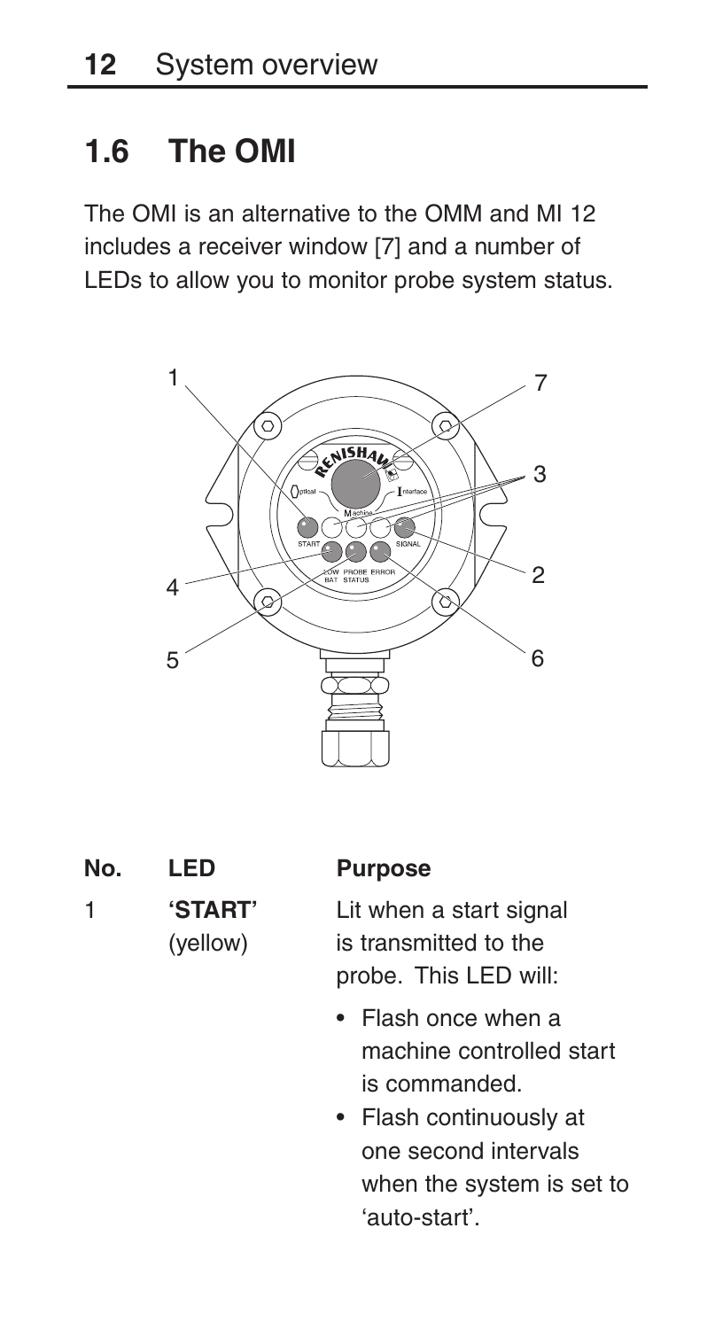## 1.6 The OMI

The OMI is an alternative to the OMM and MI 12 includes a receiver window [7] and a number of LEDs to allow you to monitor probe system status.

| No. | LED | Purpose |
|---|---|---|
| 1 | **'START'** (yellow) | Lit when a start signal is transmitted to the probe. This LED will:<br>• Flash once when a machine controlled start is commanded.<br>• Flash continuously at one second intervals when the system is set to 'auto-start'. |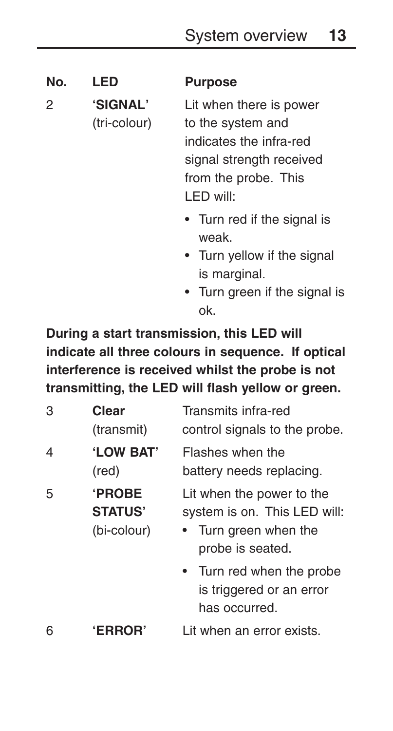| No. | LED | Purpose |
|---|---|---|
| 2 | **'SIGNAL'** (tri-colour) | Lit when there is power to the system and indicates the infra-red signal strength received from the probe. This LED will:<br>• Turn red if the signal is weak.<br>• Turn yellow if the signal is marginal.<br>• Turn green if the signal is ok. |

**During a start transmission, this LED will indicate all three colours in sequence. If optical interference is received whilst the probe is not transmitting, the LED will flash yellow or green.**

| No. | LED | Purpose |
|---|---|---|
| 3 | **Clear** (transmit) | Transmits infra-red control signals to the probe. |
| 4 | **'LOW BAT'** (red) | Flashes when the battery needs replacing. |
| 5 | **'PROBE STATUS'** (bi-colour) | Lit when the power to the system is on. This LED will:<br>• Turn green when the probe is seated.<br>• Turn red when the probe is triggered or an error has occurred. |
| 6 | **'ERROR'** | Lit when an error exists. |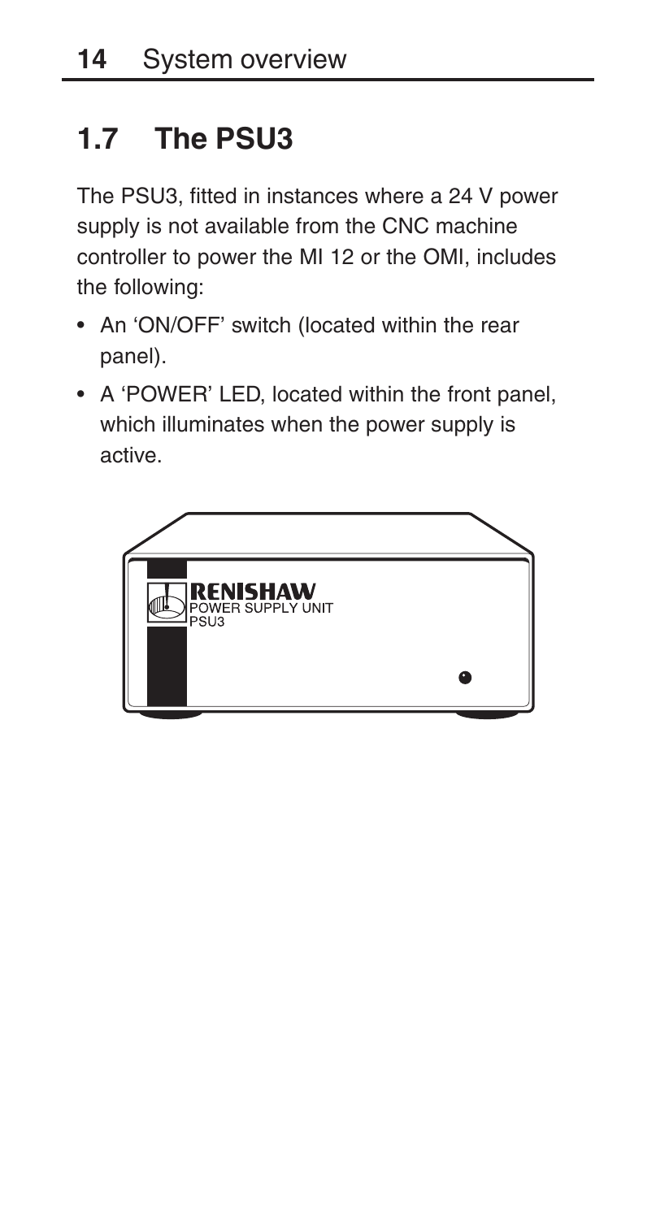## 1.7 The PSU3

The PSU3, fitted in instances where a 24 V power supply is not available from the CNC machine controller to power the MI 12 or the OMI, includes the following:

- An 'ON/OFF' switch (located within the rear panel).
- A 'POWER' LED, located within the front panel, which illuminates when the power supply is active.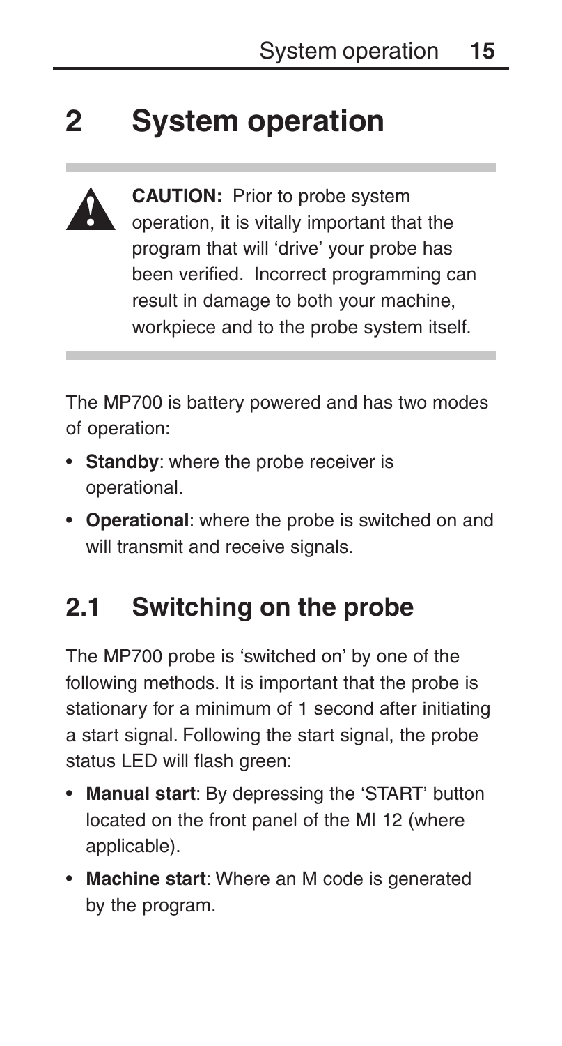# 2 System operation

**CAUTION:** Prior to probe system operation, it is vitally important that the program that will 'drive' your probe has been verified. Incorrect programming can result in damage to both your machine, workpiece and to the probe system itself.

The MP700 is battery powered and has two modes of operation:

- **Standby**: where the probe receiver is operational.
- **Operational**: where the probe is switched on and will transmit and receive signals.

## 2.1 Switching on the probe

The MP700 probe is 'switched on' by one of the following methods. It is important that the probe is stationary for a minimum of 1 second after initiating a start signal. Following the start signal, the probe status LED will flash green:

- **Manual start**: By depressing the 'START' button located on the front panel of the MI 12 (where applicable).
- **Machine start**: Where an M code is generated by the program.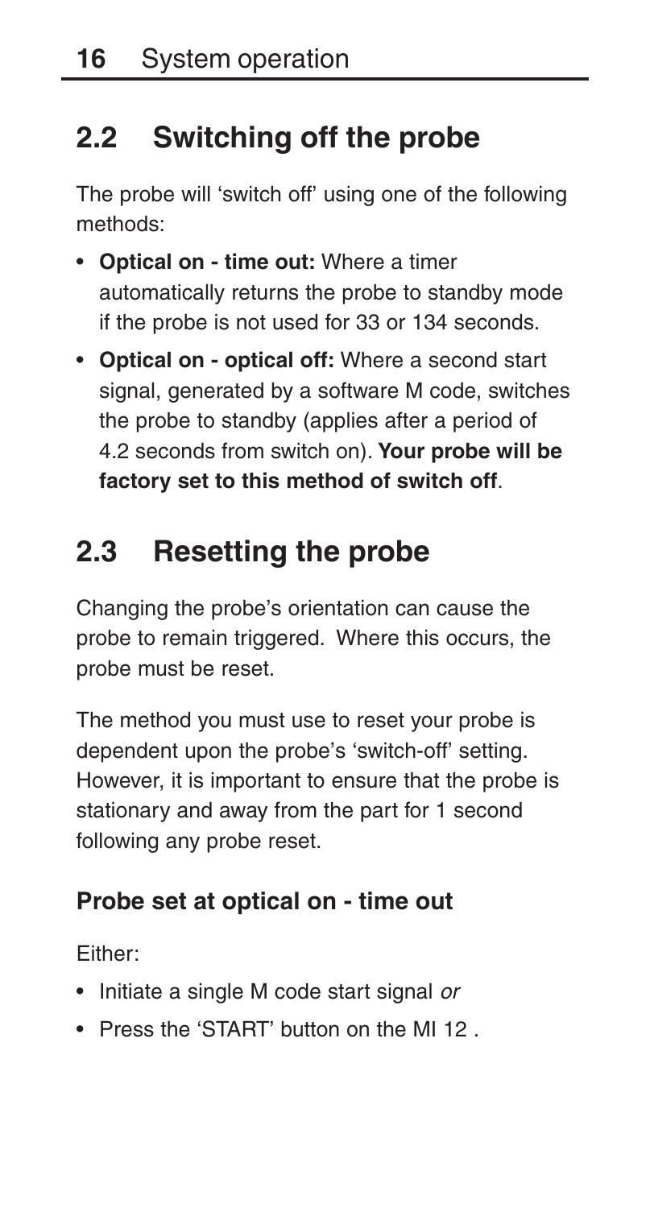## 2.2 Switching off the probe

The probe will 'switch off' using one of the following methods:

- **Optical on - time out:** Where a timer automatically returns the probe to standby mode if the probe is not used for 33 or 134 seconds.
- **Optical on - optical off:** Where a second start signal, generated by a software M code, switches the probe to standby (applies after a period of 4.2 seconds from switch on). **Your probe will be factory set to this method of switch off**.

## 2.3 Resetting the probe

Changing the probe's orientation can cause the probe to remain triggered. Where this occurs, the probe must be reset.

The method you must use to reset your probe is dependent upon the probe's 'switch-off' setting. However, it is important to ensure that the probe is stationary and away from the part for 1 second following any probe reset.

### Probe set at optical on - time out

Either:

- Initiate a single M code start signal *or*
- Press the 'START' button on the MI 12 .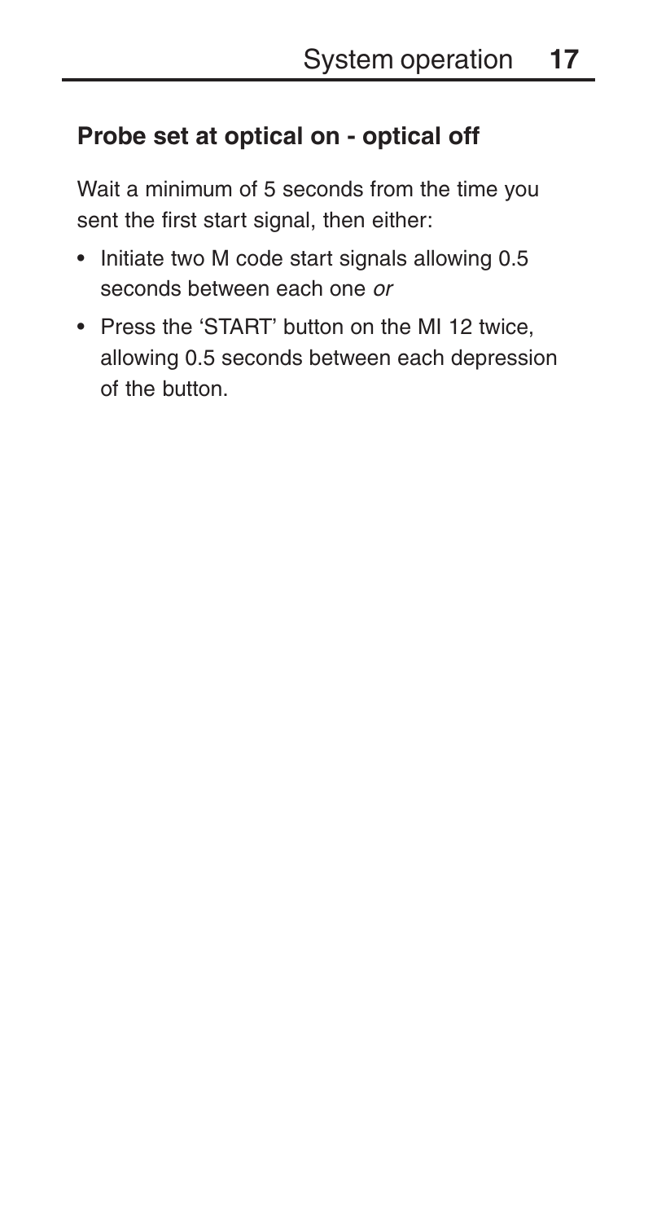## Probe set at optical on - optical off

Wait a minimum of 5 seconds from the time you sent the first start signal, then either:

- Initiate two M code start signals allowing 0.5 seconds between each one *or*
- Press the 'START' button on the MI 12 twice, allowing 0.5 seconds between each depression of the button.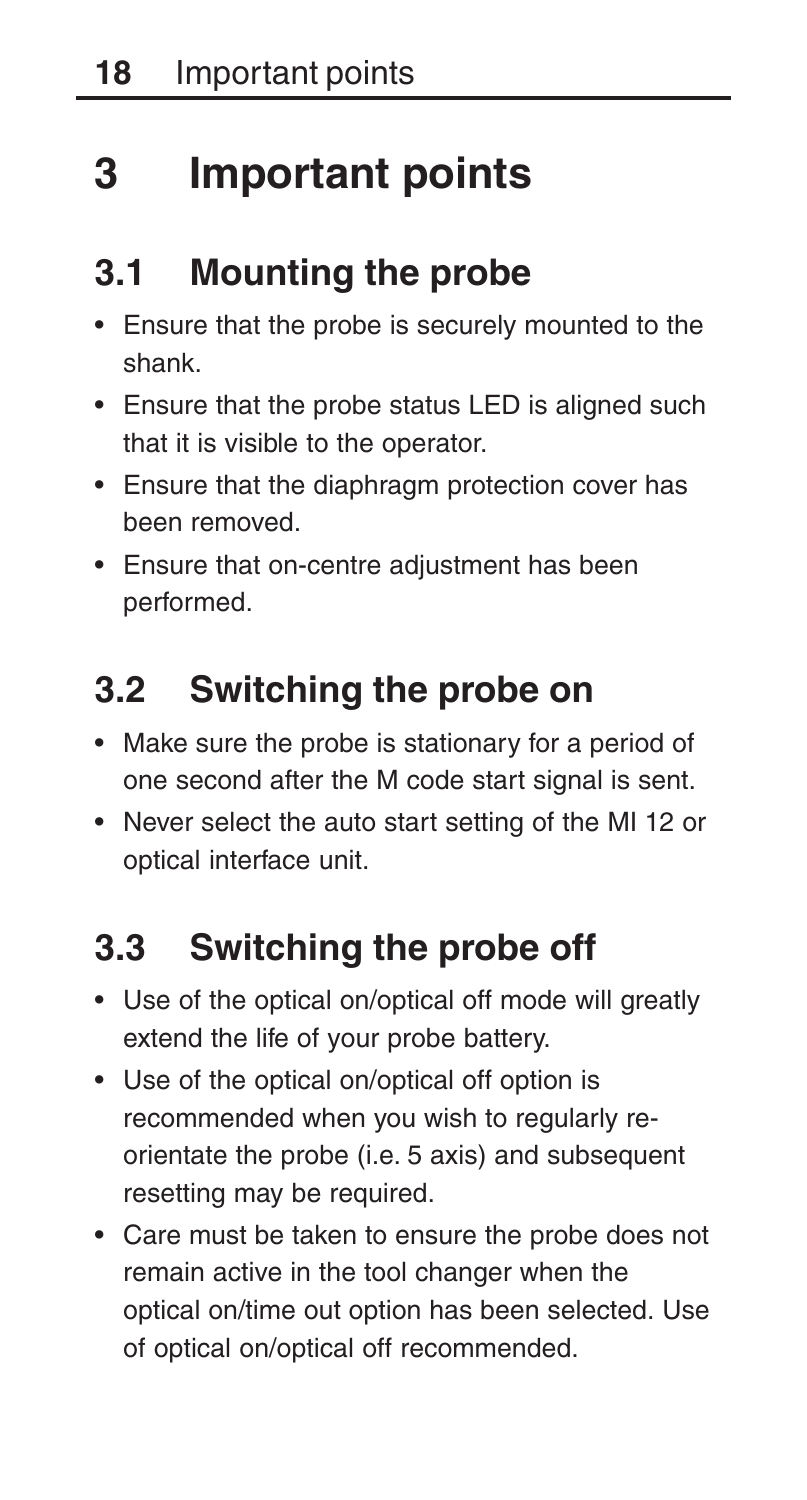# 3 Important points

## 3.1 Mounting the probe

- Ensure that the probe is securely mounted to the shank.
- Ensure that the probe status LED is aligned such that it is visible to the operator.
- Ensure that the diaphragm protection cover has been removed.
- Ensure that on-centre adjustment has been performed.

## 3.2 Switching the probe on

- Make sure the probe is stationary for a period of one second after the M code start signal is sent.
- Never select the auto start setting of the MI 12 or optical interface unit.

## 3.3 Switching the probe off

- Use of the optical on/optical off mode will greatly extend the life of your probe battery.
- Use of the optical on/optical off option is recommended when you wish to regularly re-orientate the probe (i.e. 5 axis) and subsequent resetting may be required.
- Care must be taken to ensure the probe does not remain active in the tool changer when the optical on/time out option has been selected. Use of optical on/optical off recommended.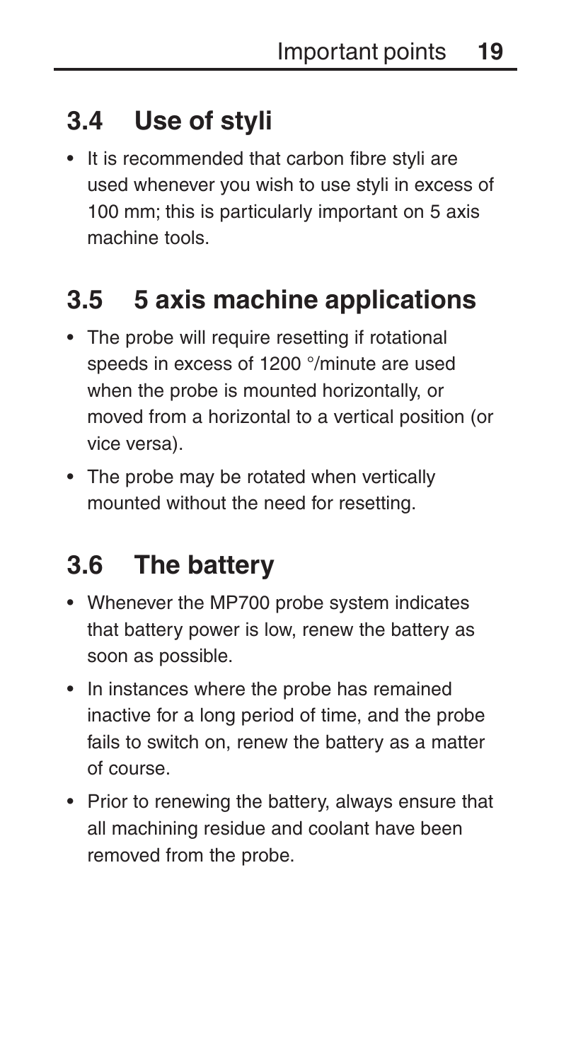## 3.4 Use of styli

- It is recommended that carbon fibre styli are used whenever you wish to use styli in excess of 100 mm; this is particularly important on 5 axis machine tools.

## 3.5 5 axis machine applications

- The probe will require resetting if rotational speeds in excess of 1200 °/minute are used when the probe is mounted horizontally, or moved from a horizontal to a vertical position (or vice versa).
- The probe may be rotated when vertically mounted without the need for resetting.

## 3.6 The battery

- Whenever the MP700 probe system indicates that battery power is low, renew the battery as soon as possible.
- In instances where the probe has remained inactive for a long period of time, and the probe fails to switch on, renew the battery as a matter of course.
- Prior to renewing the battery, always ensure that all machining residue and coolant have been removed from the probe.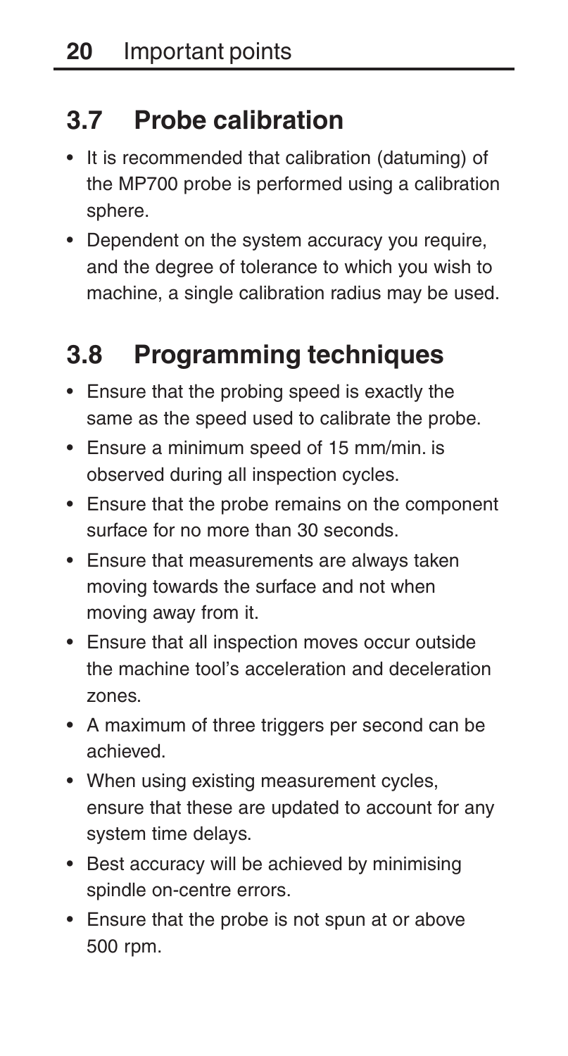## 3.7 Probe calibration

- It is recommended that calibration (datuming) of the MP700 probe is performed using a calibration sphere.
- Dependent on the system accuracy you require, and the degree of tolerance to which you wish to machine, a single calibration radius may be used.

## 3.8 Programming techniques

- Ensure that the probing speed is exactly the same as the speed used to calibrate the probe.
- Ensure a minimum speed of 15 mm/min. is observed during all inspection cycles.
- Ensure that the probe remains on the component surface for no more than 30 seconds.
- Ensure that measurements are always taken moving towards the surface and not when moving away from it.
- Ensure that all inspection moves occur outside the machine tool's acceleration and deceleration zones.
- A maximum of three triggers per second can be achieved.
- When using existing measurement cycles, ensure that these are updated to account for any system time delays.
- Best accuracy will be achieved by minimising spindle on-centre errors.
- Ensure that the probe is not spun at or above 500 rpm.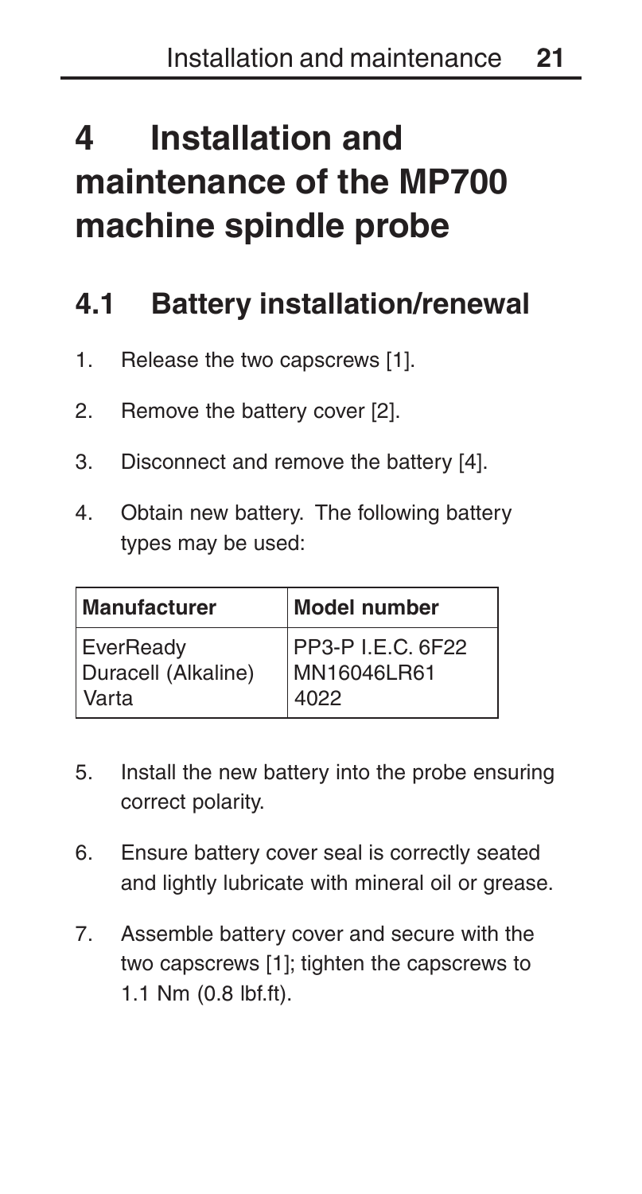# 4 Installation and maintenance of the MP700 machine spindle probe

## 4.1 Battery installation/renewal

1. Release the two capscrews [1].
2. Remove the battery cover [2].
3. Disconnect and remove the battery [4].
4. Obtain new battery. The following battery types may be used:

| Manufacturer | Model number |
|---|---|
| EverReady<br>Duracell (Alkaline)<br>Varta | PP3-P I.E.C. 6F22<br>MN16046LR61<br>4022 |

5. Install the new battery into the probe ensuring correct polarity.
6. Ensure battery cover seal is correctly seated and lightly lubricate with mineral oil or grease.
7. Assemble battery cover and secure with the two capscrews [1]; tighten the capscrews to 1.1 Nm (0.8 lbf.ft).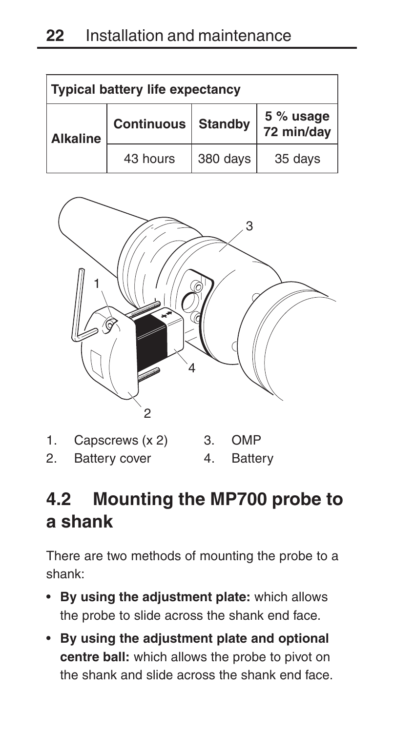| Typical battery life expectancy | | | |
|---|---|---|---|
| Alkaline | Continuous | Standby | 5 % usage 72 min/day |
| | 43 hours | 380 days | 35 days |

1. Capscrews (x 2)
2. Battery cover
3. OMP
4. Battery

## 4.2 Mounting the MP700 probe to a shank

There are two methods of mounting the probe to a shank:

- **By using the adjustment plate:** which allows the probe to slide across the shank end face.
- **By using the adjustment plate and optional centre ball:** which allows the probe to pivot on the shank and slide across the shank end face.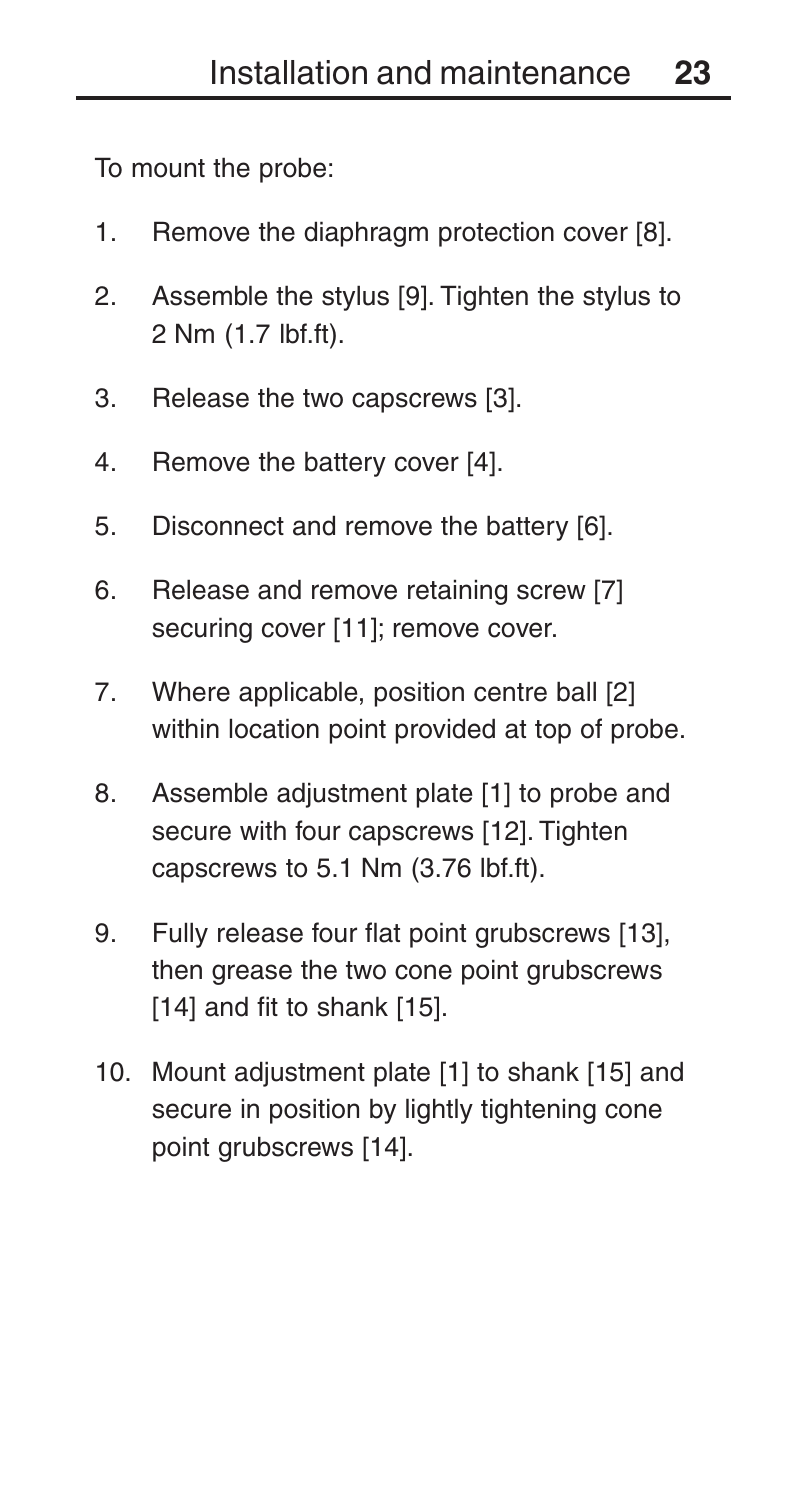To mount the probe:

1. Remove the diaphragm protection cover [8].
2. Assemble the stylus [9]. Tighten the stylus to 2 Nm (1.7 lbf.ft).
3. Release the two capscrews [3].
4. Remove the battery cover [4].
5. Disconnect and remove the battery [6].
6. Release and remove retaining screw [7] securing cover [11]; remove cover.
7. Where applicable, position centre ball [2] within location point provided at top of probe.
8. Assemble adjustment plate [1] to probe and secure with four capscrews [12]. Tighten capscrews to 5.1 Nm (3.76 lbf.ft).
9. Fully release four flat point grubscrews [13], then grease the two cone point grubscrews [14] and fit to shank [15].
10. Mount adjustment plate [1] to shank [15] and secure in position by lightly tightening cone point grubscrews [14].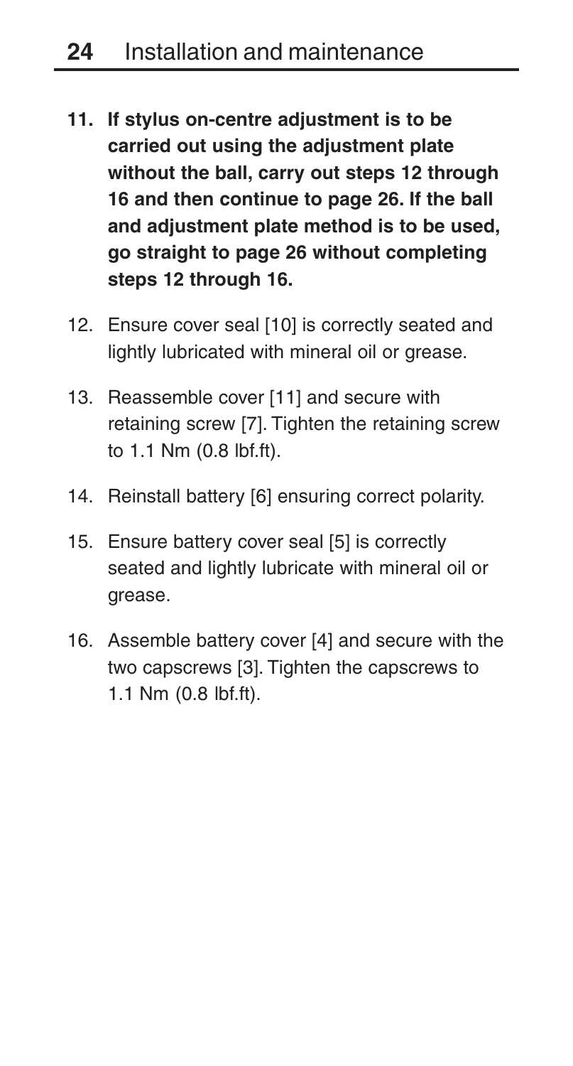11. **If stylus on-centre adjustment is to be carried out using the adjustment plate without the ball, carry out steps 12 through 16 and then continue to page 26. If the ball and adjustment plate method is to be used, go straight to page 26 without completing steps 12 through 16.**

12. Ensure cover seal [10] is correctly seated and lightly lubricated with mineral oil or grease.

13. Reassemble cover [11] and secure with retaining screw [7]. Tighten the retaining screw to 1.1 Nm (0.8 lbf.ft).

14. Reinstall battery [6] ensuring correct polarity.

15. Ensure battery cover seal [5] is correctly seated and lightly lubricate with mineral oil or grease.

16. Assemble battery cover [4] and secure with the two capscrews [3]. Tighten the capscrews to 1.1 Nm (0.8 lbf.ft).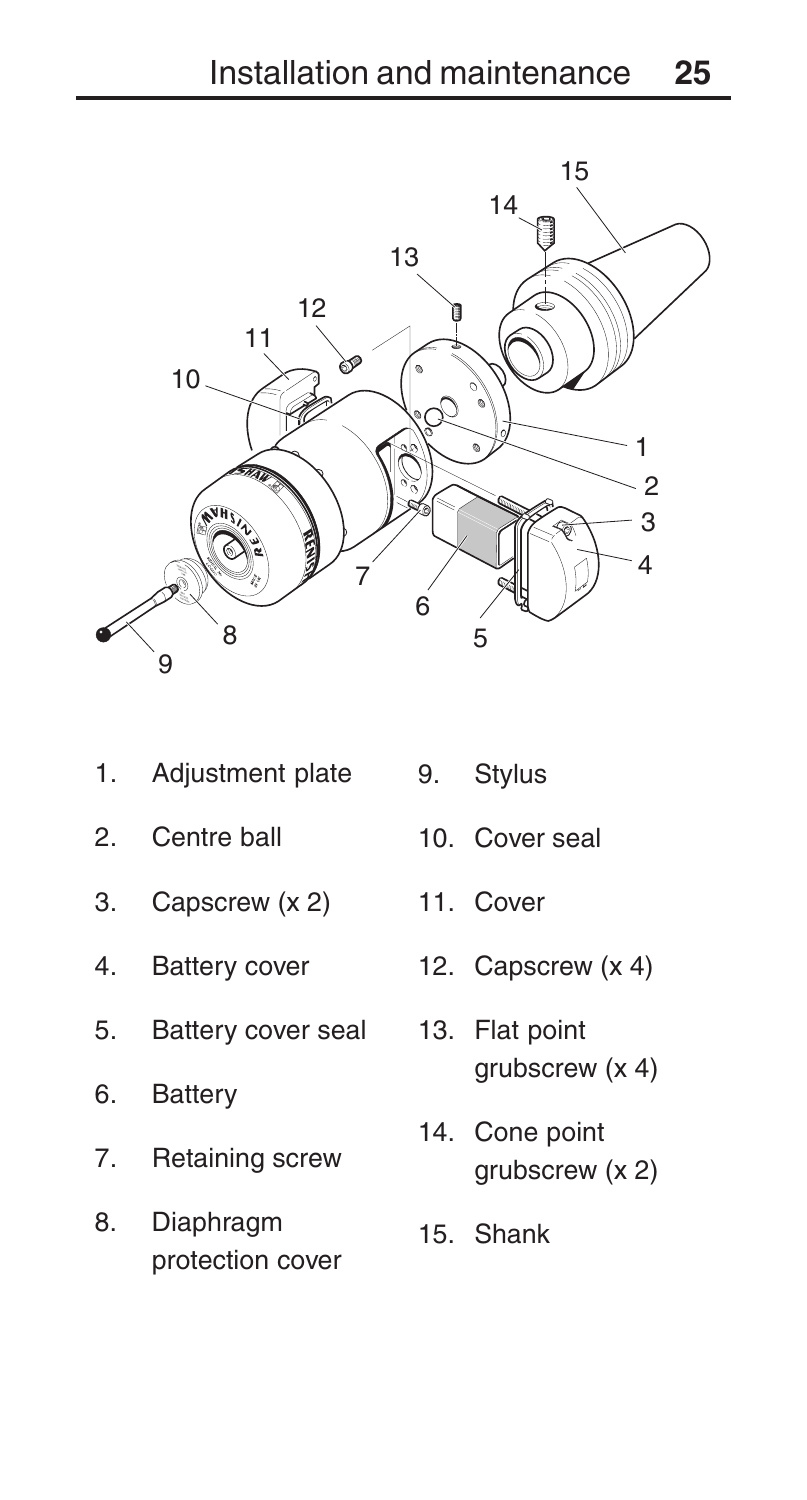1. Adjustment plate
2. Centre ball
3. Capscrew (x 2)
4. Battery cover
5. Battery cover seal
6. Battery
7. Retaining screw
8. Diaphragm protection cover
9. Stylus
10. Cover seal
11. Cover
12. Capscrew (x 4)
13. Flat point grubscrew (x 4)
14. Cone point grubscrew (x 2)
15. Shank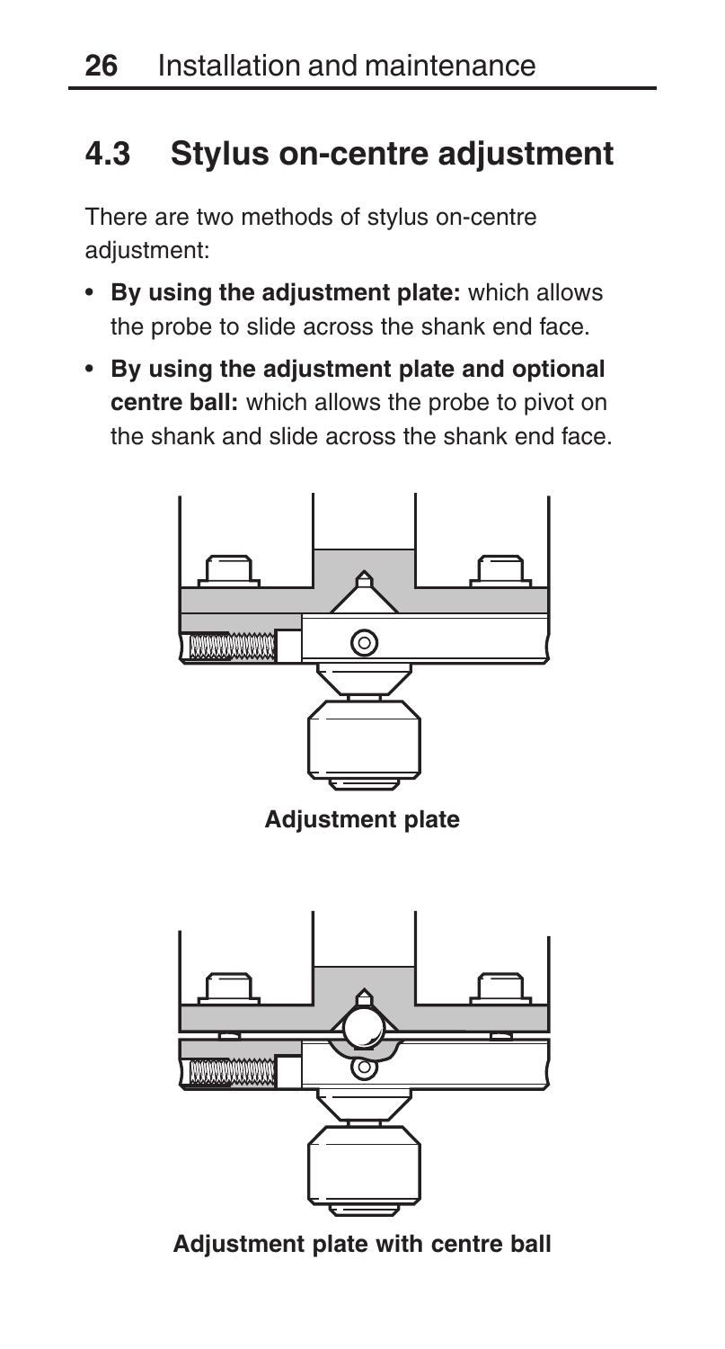## 4.3 Stylus on-centre adjustment

There are two methods of stylus on-centre adjustment:

- **By using the adjustment plate:** which allows the probe to slide across the shank end face.
- **By using the adjustment plate and optional centre ball:** which allows the probe to pivot on the shank and slide across the shank end face.

**Adjustment plate**

**Adjustment plate with centre ball**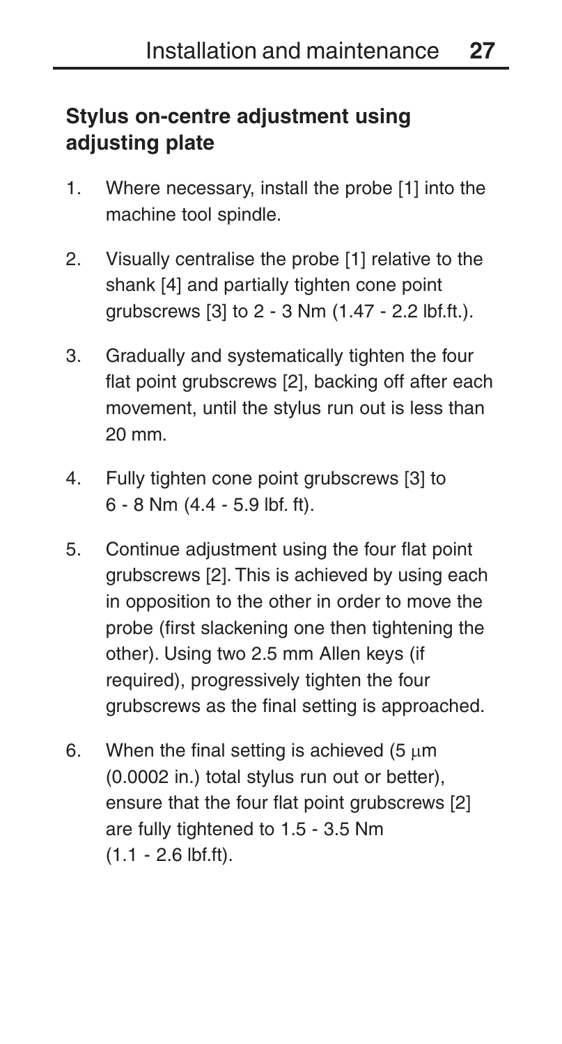## Stylus on-centre adjustment using adjusting plate

1. Where necessary, install the probe [1] into the machine tool spindle.
2. Visually centralise the probe [1] relative to the shank [4] and partially tighten cone point grubscrews [3] to 2 - 3 Nm (1.47 - 2.2 lbf.ft.).
3. Gradually and systematically tighten the four flat point grubscrews [2], backing off after each movement, until the stylus run out is less than 20 mm.
4. Fully tighten cone point grubscrews [3] to 6 - 8 Nm (4.4 - 5.9 lbf. ft).
5. Continue adjustment using the four flat point grubscrews [2]. This is achieved by using each in opposition to the other in order to move the probe (first slackening one then tightening the other). Using two 2.5 mm Allen keys (if required), progressively tighten the four grubscrews as the final setting is approached.
6. When the final setting is achieved (5 µm (0.0002 in.) total stylus run out or better), ensure that the four flat point grubscrews [2] are fully tightened to 1.5 - 3.5 Nm (1.1 - 2.6 lbf.ft).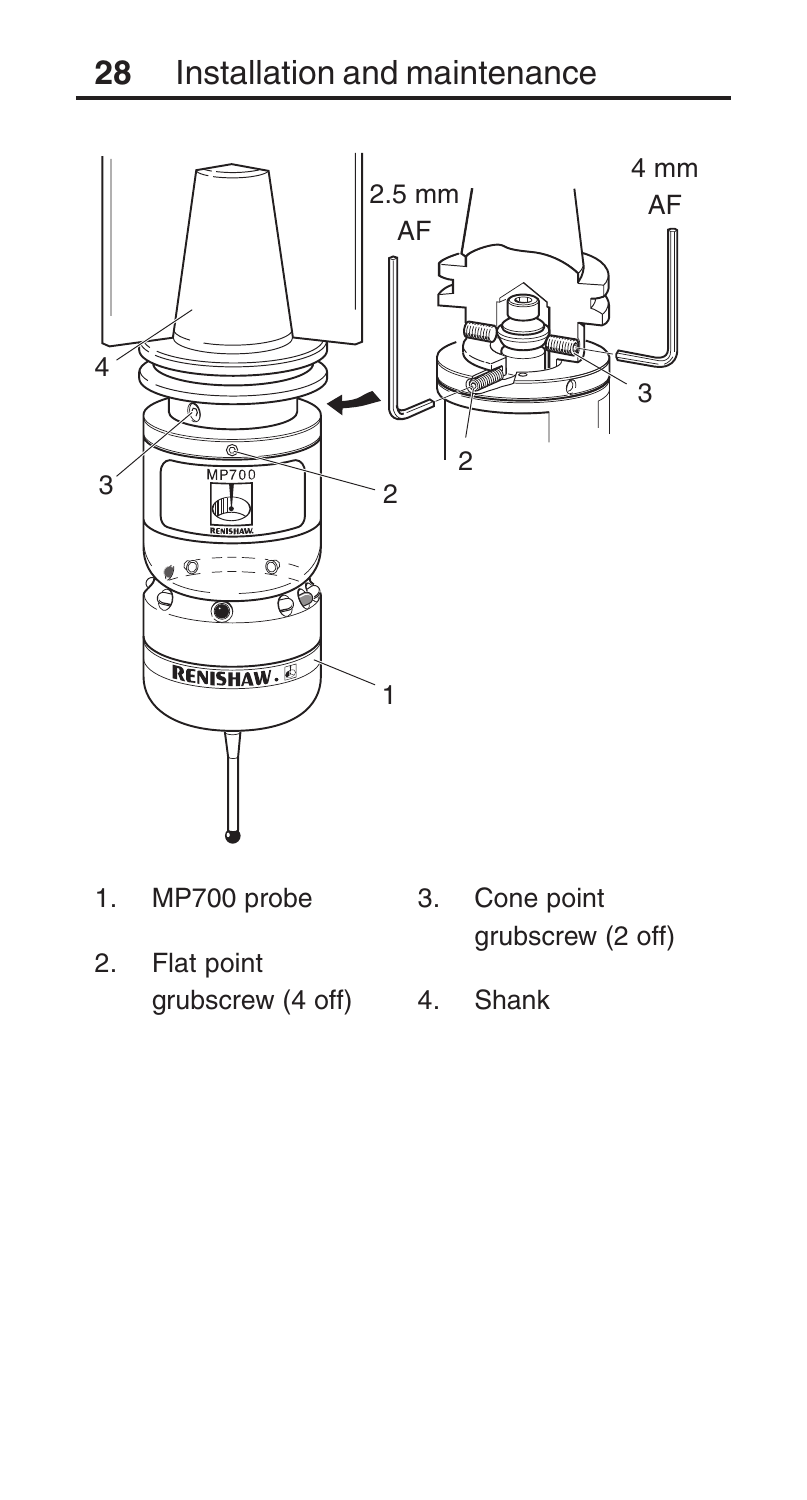1. MP700 probe
2. Flat point grubscrew (4 off)
3. Cone point grubscrew (2 off)
4. Shank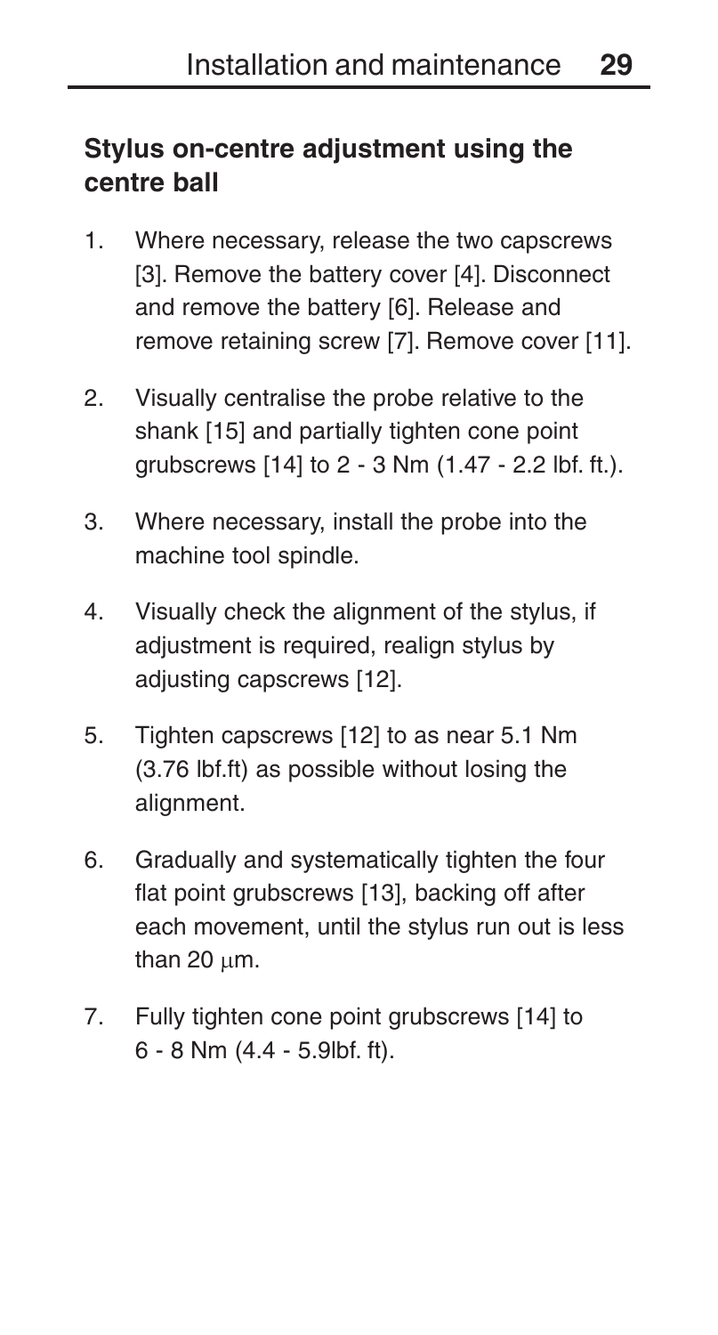## Stylus on-centre adjustment using the centre ball

1. Where necessary, release the two capscrews [3]. Remove the battery cover [4]. Disconnect and remove the battery [6]. Release and remove retaining screw [7]. Remove cover [11].
2. Visually centralise the probe relative to the shank [15] and partially tighten cone point grubscrews [14] to 2 - 3 Nm (1.47 - 2.2 lbf. ft.).
3. Where necessary, install the probe into the machine tool spindle.
4. Visually check the alignment of the stylus, if adjustment is required, realign stylus by adjusting capscrews [12].
5. Tighten capscrews [12] to as near 5.1 Nm (3.76 lbf.ft) as possible without losing the alignment.
6. Gradually and systematically tighten the four flat point grubscrews [13], backing off after each movement, until the stylus run out is less than 20 μm.
7. Fully tighten cone point grubscrews [14] to 6 - 8 Nm (4.4 - 5.9lbf. ft).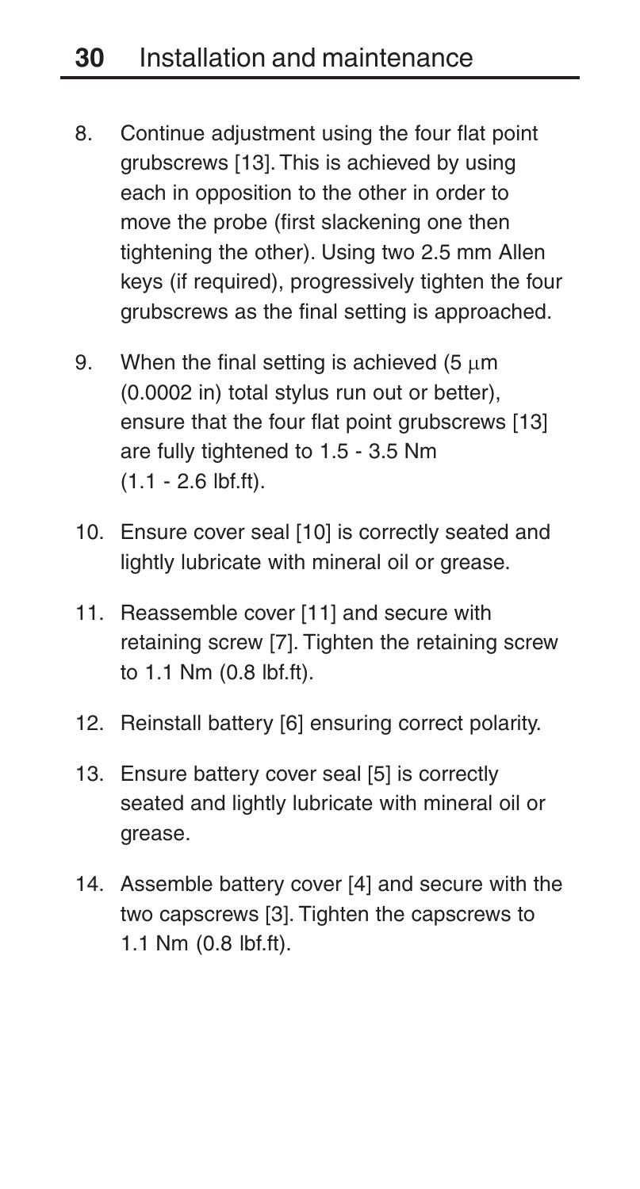8. Continue adjustment using the four flat point grubscrews [13]. This is achieved by using each in opposition to the other in order to move the probe (first slackening one then tightening the other). Using two 2.5 mm Allen keys (if required), progressively tighten the four grubscrews as the final setting is approached.

9. When the final setting is achieved (5 μm (0.0002 in) total stylus run out or better), ensure that the four flat point grubscrews [13] are fully tightened to 1.5 - 3.5 Nm (1.1 - 2.6 lbf.ft).

10. Ensure cover seal [10] is correctly seated and lightly lubricate with mineral oil or grease.

11. Reassemble cover [11] and secure with retaining screw [7]. Tighten the retaining screw to 1.1 Nm (0.8 lbf.ft).

12. Reinstall battery [6] ensuring correct polarity.

13. Ensure battery cover seal [5] is correctly seated and lightly lubricate with mineral oil or grease.

14. Assemble battery cover [4] and secure with the two capscrews [3]. Tighten the capscrews to 1.1 Nm (0.8 lbf.ft).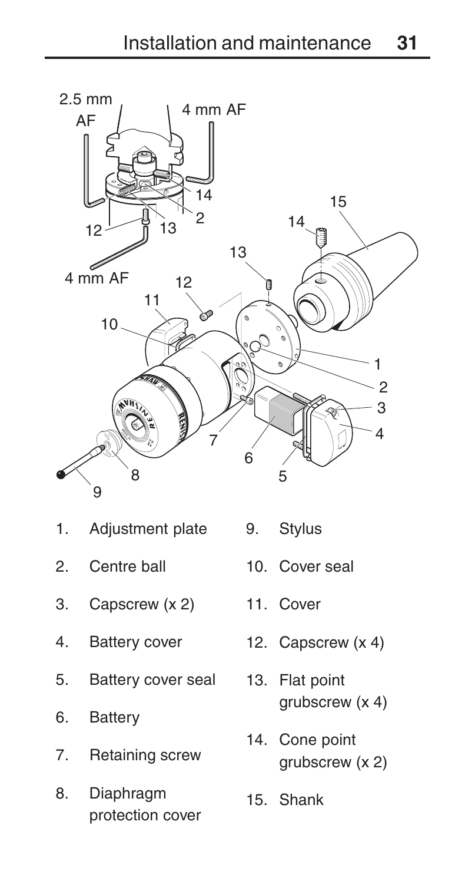1. Adjustment plate
2. Centre ball
3. Capscrew (x 2)
4. Battery cover
5. Battery cover seal
6. Battery
7. Retaining screw
8. Diaphragm protection cover
9. Stylus
10. Cover seal
11. Cover
12. Capscrew (x 4)
13. Flat point grubscrew (x 4)
14. Cone point grubscrew (x 2)
15. Shank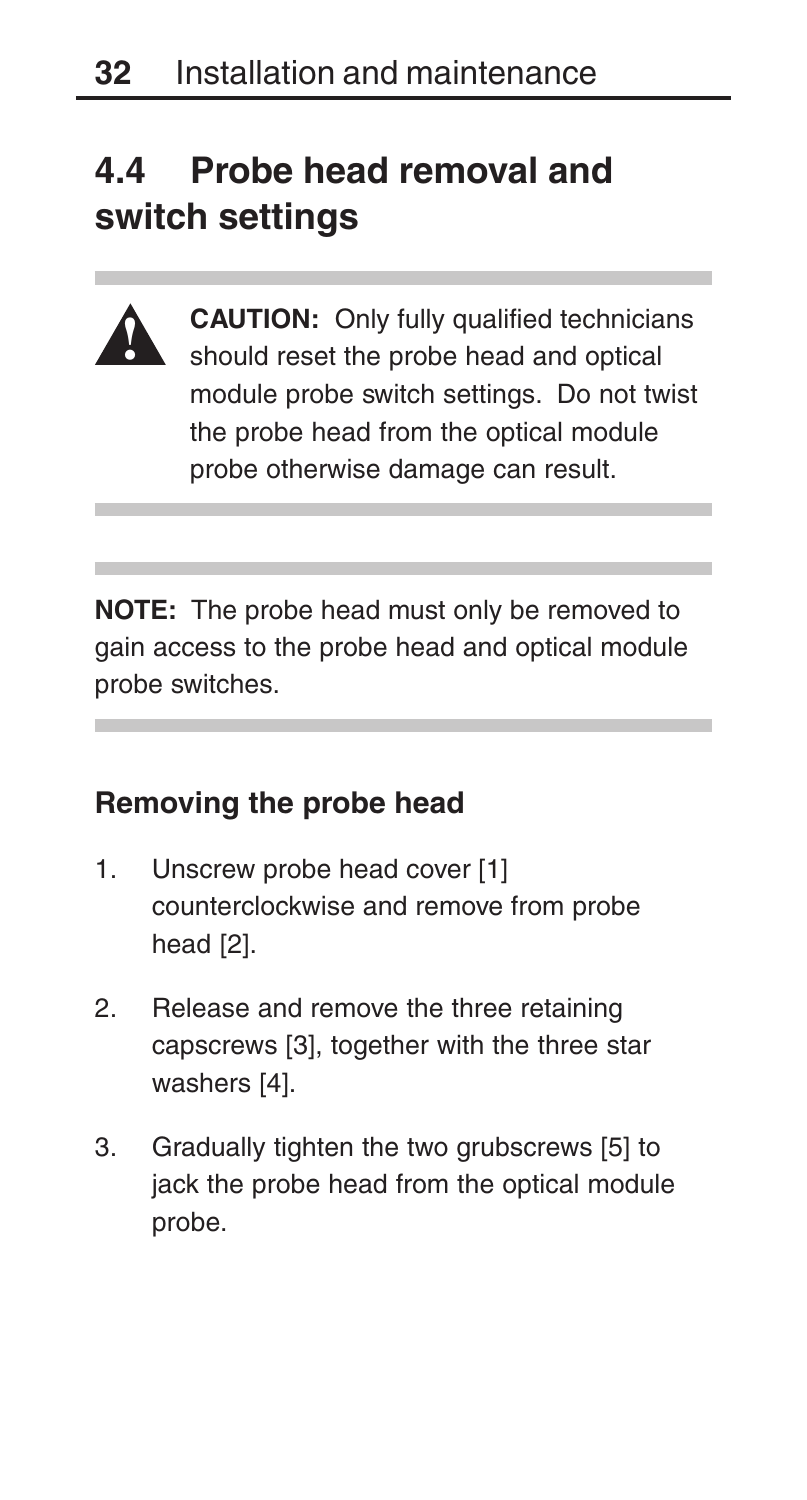## 4.4 Probe head removal and switch settings

**CAUTION:** Only fully qualified technicians should reset the probe head and optical module probe switch settings. Do not twist the probe head from the optical module probe otherwise damage can result.

**NOTE:** The probe head must only be removed to gain access to the probe head and optical module probe switches.

### Removing the probe head

1. Unscrew probe head cover [1] counterclockwise and remove from probe head [2].
2. Release and remove the three retaining capscrews [3], together with the three star washers [4].
3. Gradually tighten the two grubscrews [5] to jack the probe head from the optical module probe.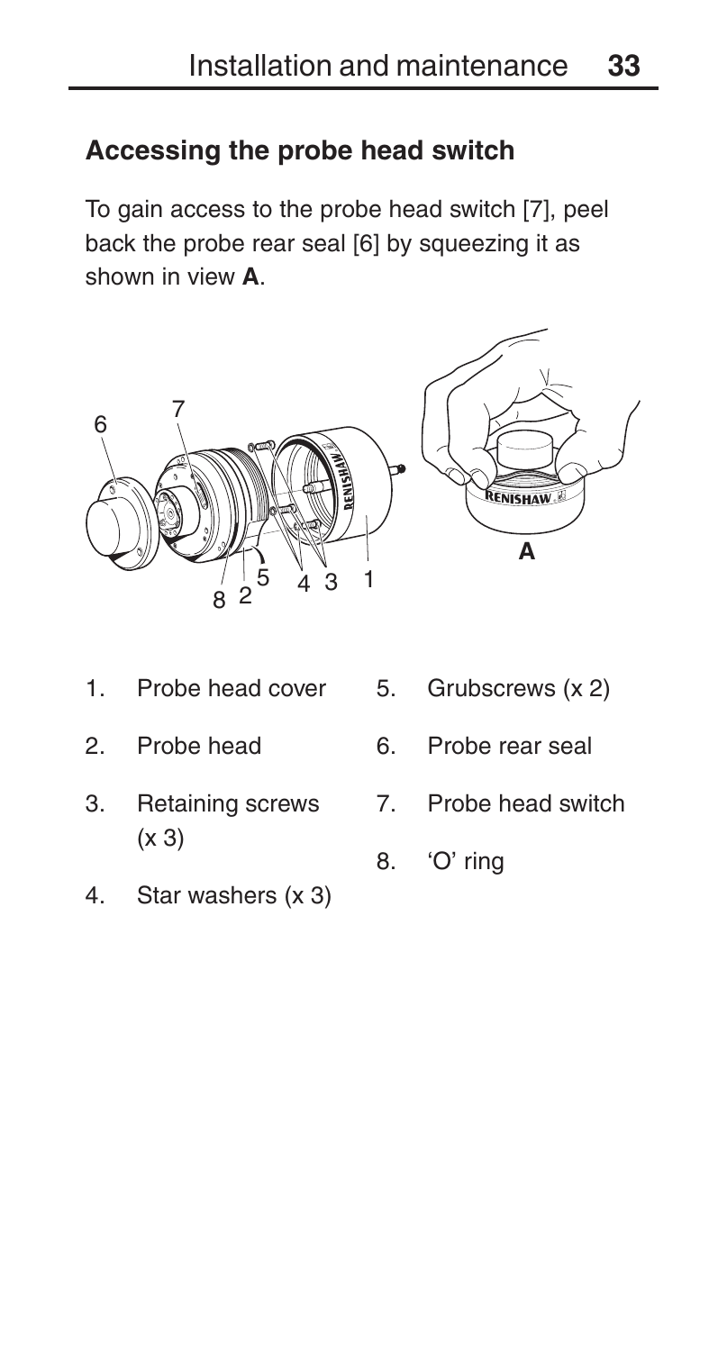## Accessing the probe head switch

To gain access to the probe head switch [7], peel back the probe rear seal [6] by squeezing it as shown in view **A**.

1. Probe head cover
2. Probe head
3. Retaining screws (x 3)
4. Star washers (x 3)
5. Grubscrews (x 2)
6. Probe rear seal
7. Probe head switch
8. 'O' ring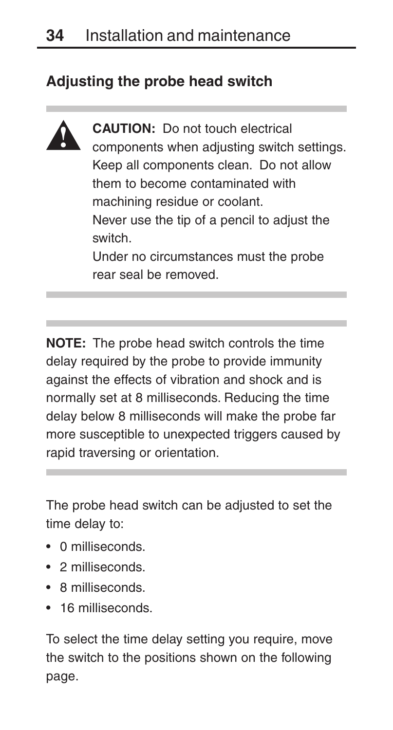## Adjusting the probe head switch

**CAUTION:** Do not touch electrical components when adjusting switch settings. Keep all components clean. Do not allow them to become contaminated with machining residue or coolant.
Never use the tip of a pencil to adjust the switch.
Under no circumstances must the probe rear seal be removed.

**NOTE:** The probe head switch controls the time delay required by the probe to provide immunity against the effects of vibration and shock and is normally set at 8 milliseconds. Reducing the time delay below 8 milliseconds will make the probe far more susceptible to unexpected triggers caused by rapid traversing or orientation.

The probe head switch can be adjusted to set the time delay to:

- 0 milliseconds.
- 2 milliseconds.
- 8 milliseconds.
- 16 milliseconds.

To select the time delay setting you require, move the switch to the positions shown on the following page.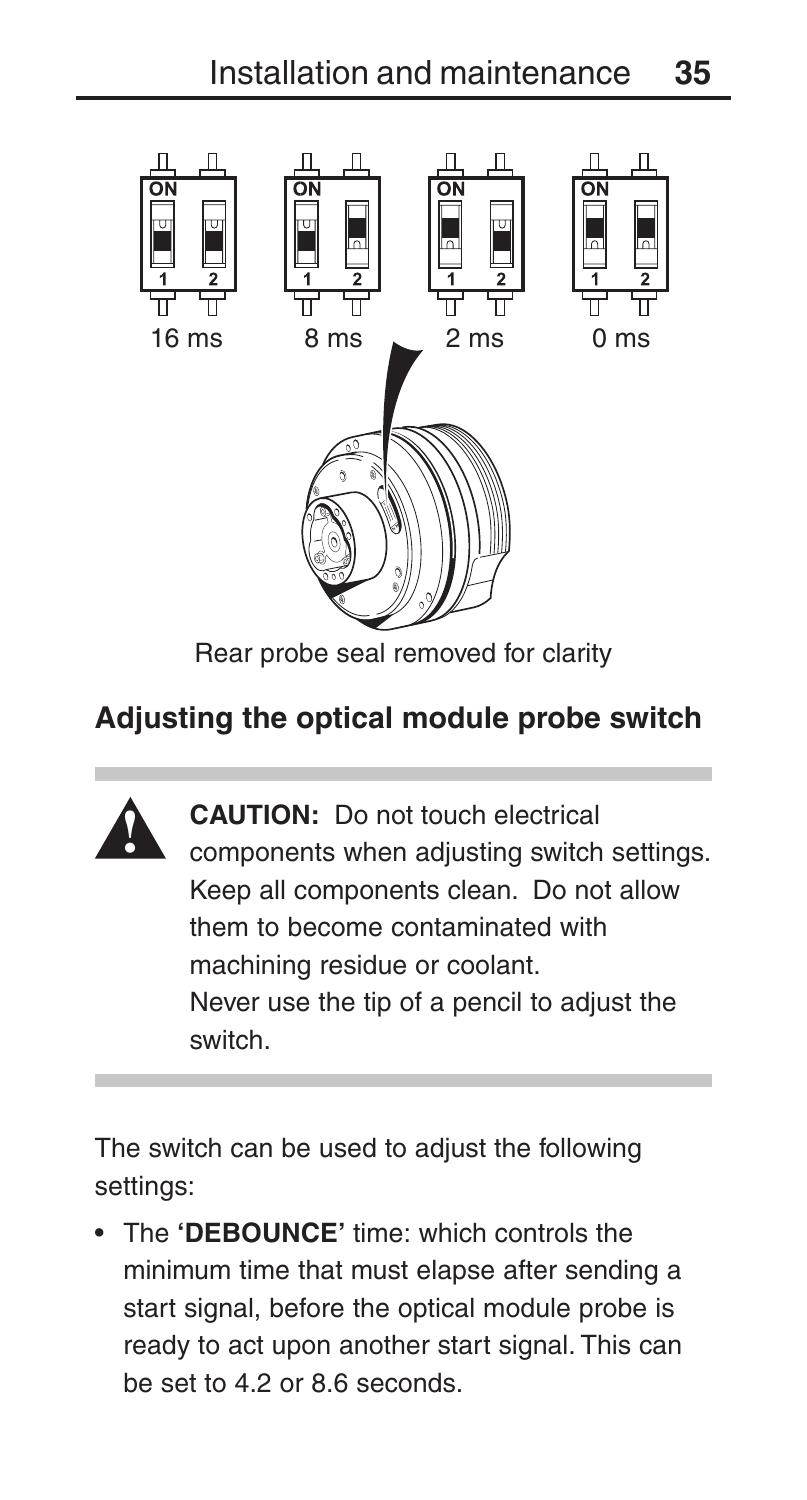16 ms 8 ms 2 ms 0 ms

Rear probe seal removed for clarity

## Adjusting the optical module probe switch

**CAUTION:** Do not touch electrical components when adjusting switch settings. Keep all components clean. Do not allow them to become contaminated with machining residue or coolant.
Never use the tip of a pencil to adjust the switch.

The switch can be used to adjust the following settings:

- The **'DEBOUNCE'** time: which controls the minimum time that must elapse after sending a start signal, before the optical module probe is ready to act upon another start signal. This can be set to 4.2 or 8.6 seconds.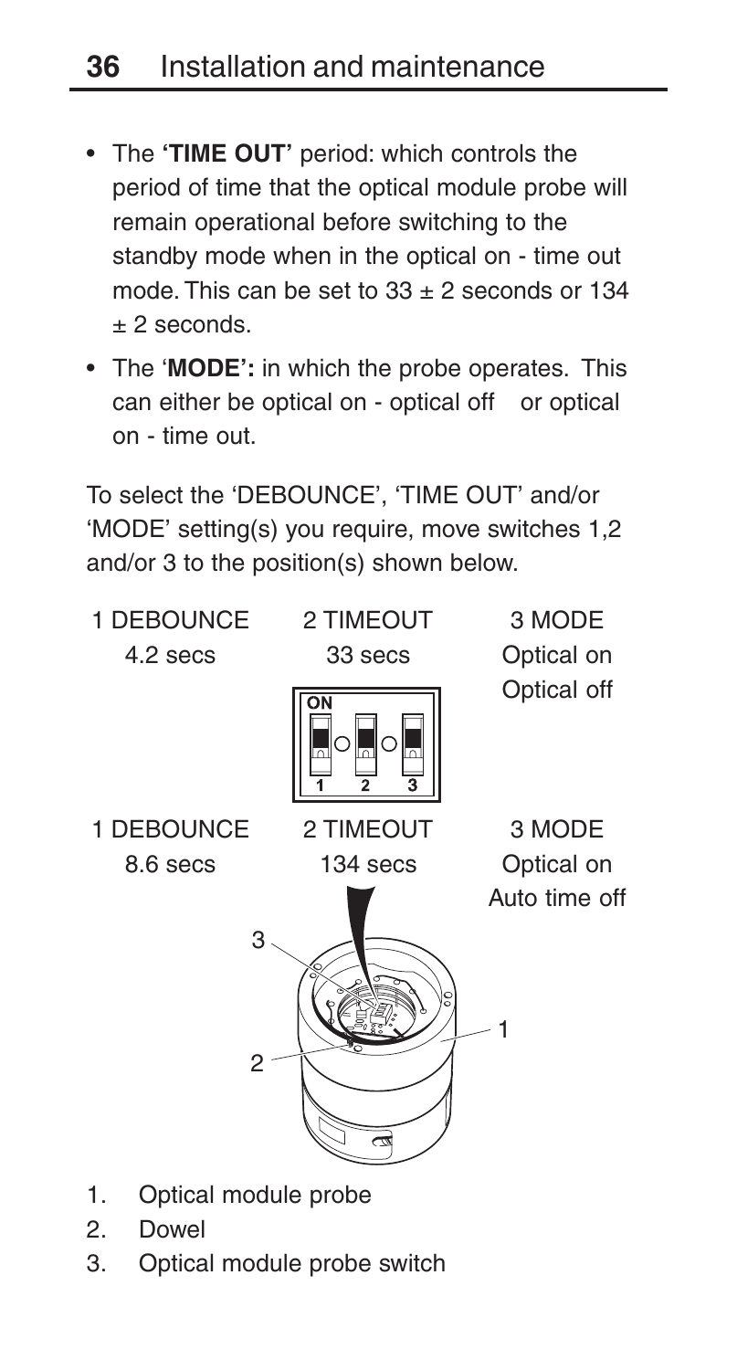- The **'TIME OUT'** period: which controls the period of time that the optical module probe will remain operational before switching to the standby mode when in the optical on - time out mode. This can be set to 33 ± 2 seconds or 134 ± 2 seconds.
- The '**MODE':** in which the probe operates. This can either be optical on - optical off or optical on - time out.

To select the 'DEBOUNCE', 'TIME OUT' and/or 'MODE' setting(s) you require, move switches 1,2 and/or 3 to the position(s) shown below.

| 1 DEBOUNCE | 2 TIMEOUT | 3 MODE |
| --- | --- | --- |
| 4.2 secs | 33 secs | Optical on Optical off |
| 8.6 secs | 134 secs | Optical on Auto time off |

1. Optical module probe
2. Dowel
3. Optical module probe switch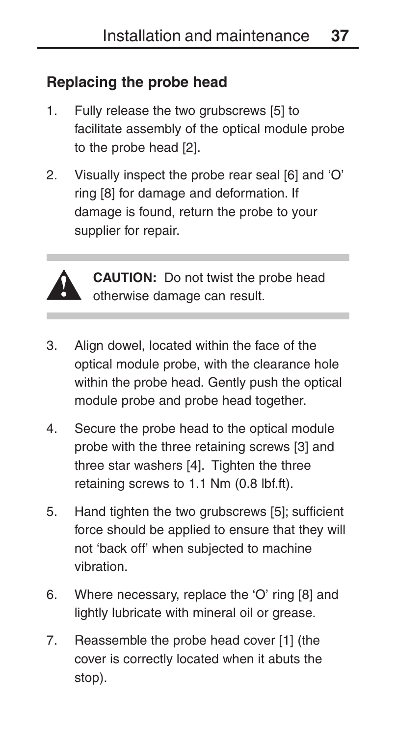## Replacing the probe head

1. Fully release the two grubscrews [5] to facilitate assembly of the optical module probe to the probe head [2].
2. Visually inspect the probe rear seal [6] and 'O' ring [8] for damage and deformation. If damage is found, return the probe to your supplier for repair.

> **CAUTION:** Do not twist the probe head otherwise damage can result.

3. Align dowel, located within the face of the optical module probe, with the clearance hole within the probe head. Gently push the optical module probe and probe head together.
4. Secure the probe head to the optical module probe with the three retaining screws [3] and three star washers [4]. Tighten the three retaining screws to 1.1 Nm (0.8 lbf.ft).
5. Hand tighten the two grubscrews [5]; sufficient force should be applied to ensure that they will not 'back off' when subjected to machine vibration.
6. Where necessary, replace the 'O' ring [8] and lightly lubricate with mineral oil or grease.
7. Reassemble the probe head cover [1] (the cover is correctly located when it abuts the stop).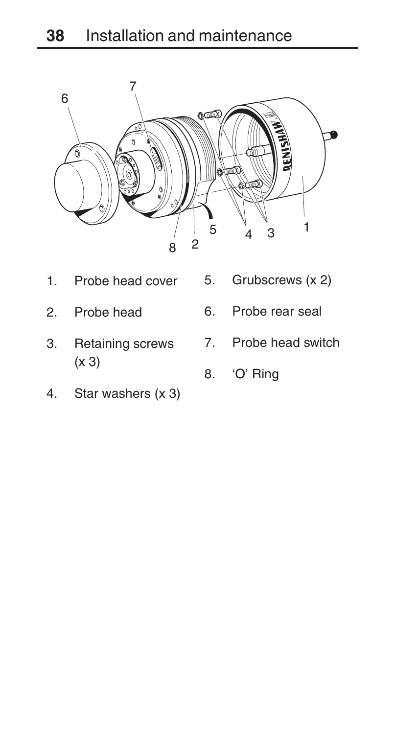1. Probe head cover
2. Probe head
3. Retaining screws (x 3)
4. Star washers (x 3)
5. Grubscrews (x 2)
6. Probe rear seal
7. Probe head switch
8. 'O' Ring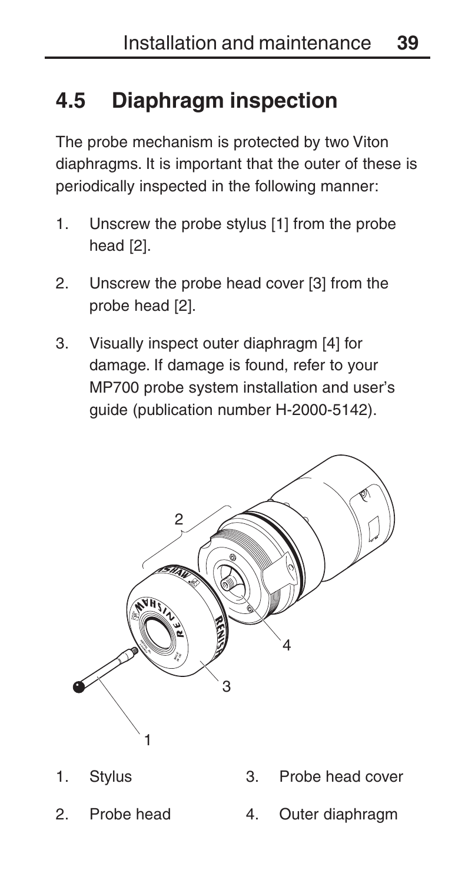## 4.5 Diaphragm inspection

The probe mechanism is protected by two Viton diaphragms. It is important that the outer of these is periodically inspected in the following manner:

1. Unscrew the probe stylus [1] from the probe head [2].
2. Unscrew the probe head cover [3] from the probe head [2].
3. Visually inspect outer diaphragm [4] for damage. If damage is found, refer to your MP700 probe system installation and user's guide (publication number H-2000-5142).

1. Stylus
2. Probe head
3. Probe head cover
4. Outer diaphragm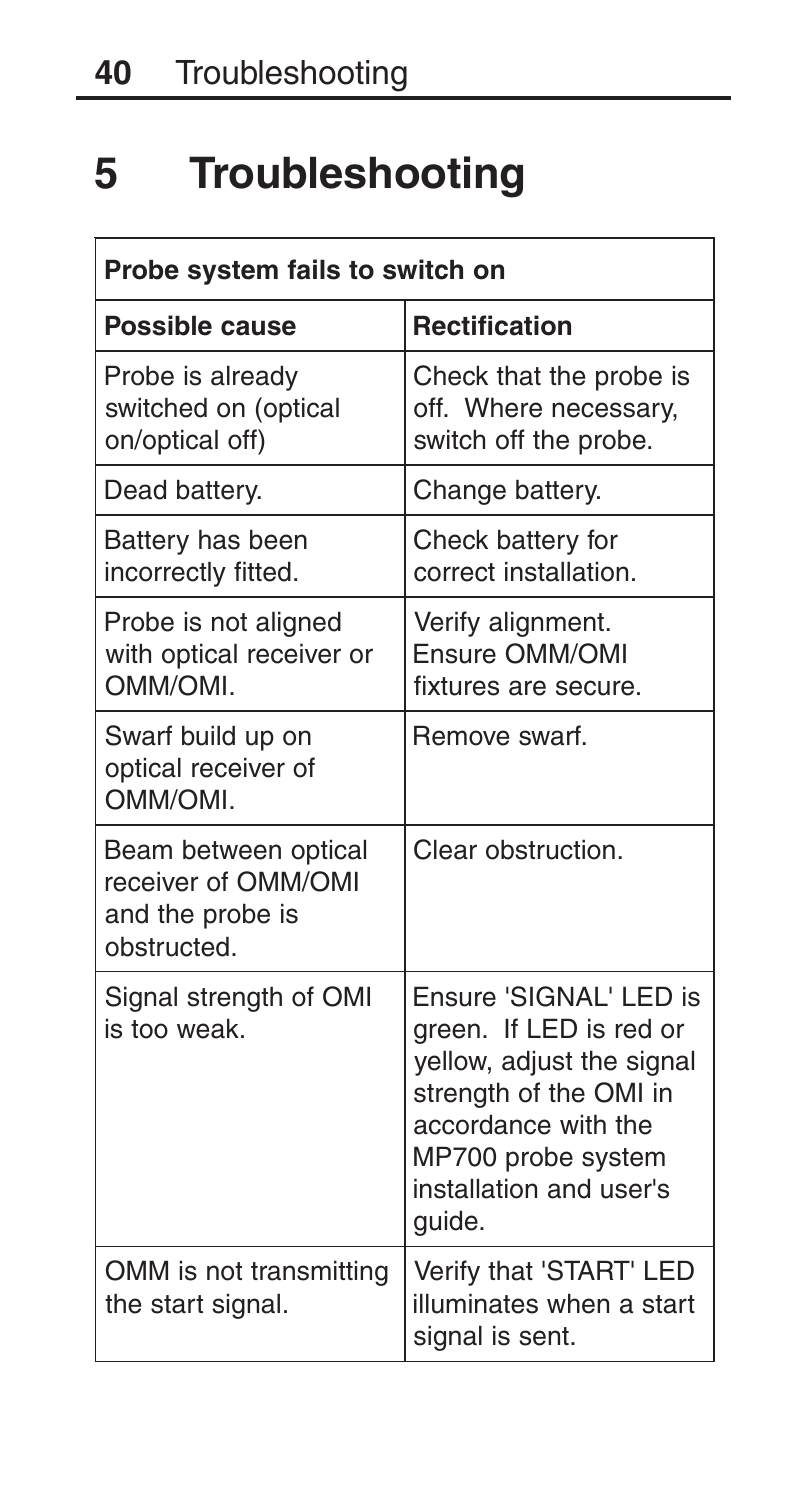# 5 Troubleshooting

| Probe system fails to switch on | |
|---|---|
| **Possible cause** | **Rectification** |
| Probe is already switched on (optical on/optical off) | Check that the probe is off. Where necessary, switch off the probe. |
| Dead battery. | Change battery. |
| Battery has been incorrectly fitted. | Check battery for correct installation. |
| Probe is not aligned with optical receiver or OMM/OMI. | Verify alignment. Ensure OMM/OMI fixtures are secure. |
| Swarf build up on optical receiver of OMM/OMI. | Remove swarf. |
| Beam between optical receiver of OMM/OMI and the probe is obstructed. | Clear obstruction. |
| Signal strength of OMI is too weak. | Ensure 'SIGNAL' LED is green. If LED is red or yellow, adjust the signal strength of the OMI in accordance with the MP700 probe system installation and user's guide. |
| OMM is not transmitting the start signal. | Verify that 'START' LED illuminates when a start signal is sent. |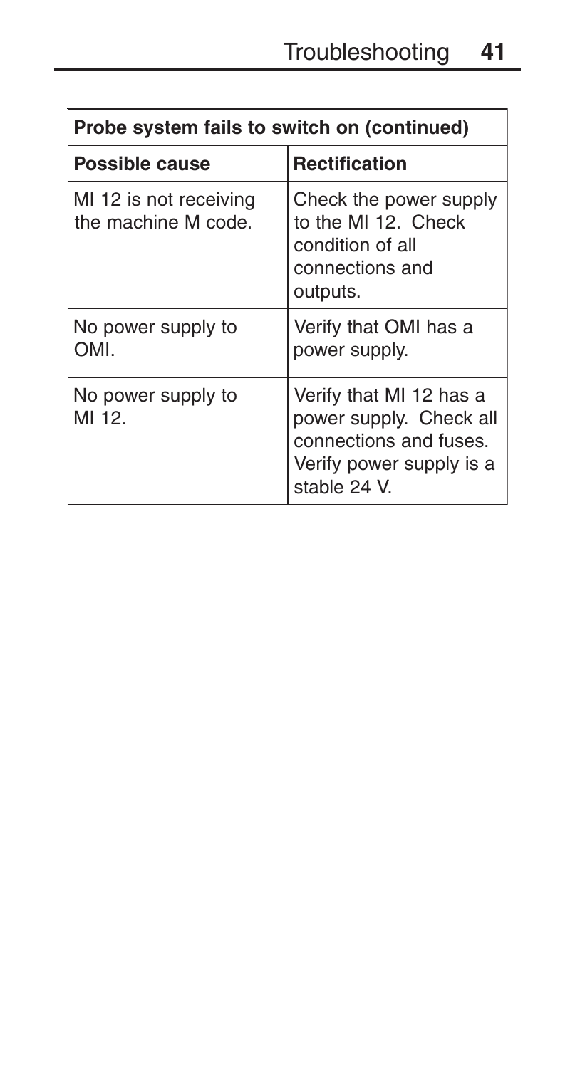| Probe system fails to switch on (continued) | |
|---|---|
| **Possible cause** | **Rectification** |
| MI 12 is not receiving the machine M code. | Check the power supply to the MI 12. Check condition of all connections and outputs. |
| No power supply to OMI. | Verify that OMI has a power supply. |
| No power supply to MI 12. | Verify that MI 12 has a power supply. Check all connections and fuses. Verify power supply is a stable 24 V. |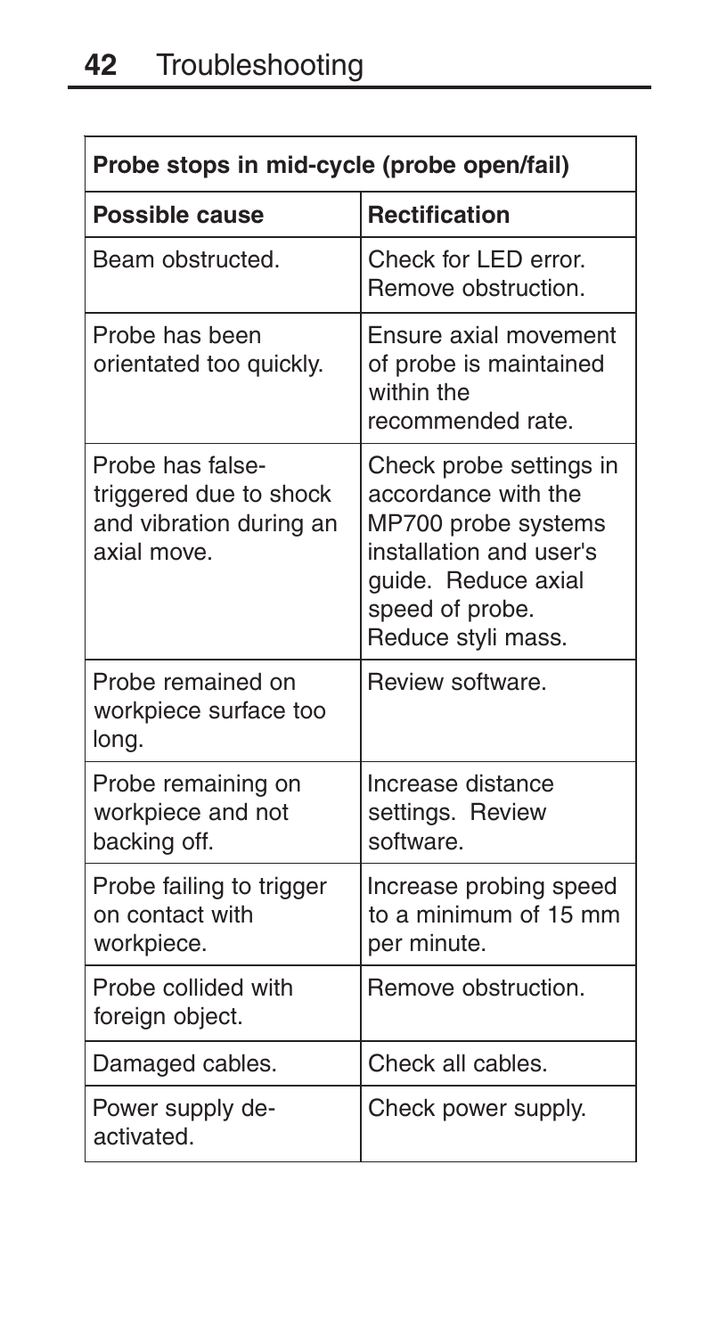# Troubleshooting

| Probe stops in mid-cycle (probe open/fail) | |
|---|---|
| **Possible cause** | **Rectification** |
| Beam obstructed. | Check for LED error. Remove obstruction. |
| Probe has been orientated too quickly. | Ensure axial movement of probe is maintained within the recommended rate. |
| Probe has false-triggered due to shock and vibration during an axial move. | Check probe settings in accordance with the MP700 probe systems installation and user's guide. Reduce axial speed of probe. Reduce styli mass. |
| Probe remained on workpiece surface too long. | Review software. |
| Probe remaining on workpiece and not backing off. | Increase distance settings. Review software. |
| Probe failing to trigger on contact with workpiece. | Increase probing speed to a minimum of 15 mm per minute. |
| Probe collided with foreign object. | Remove obstruction. |
| Damaged cables. | Check all cables. |
| Power supply de-activated. | Check power supply. |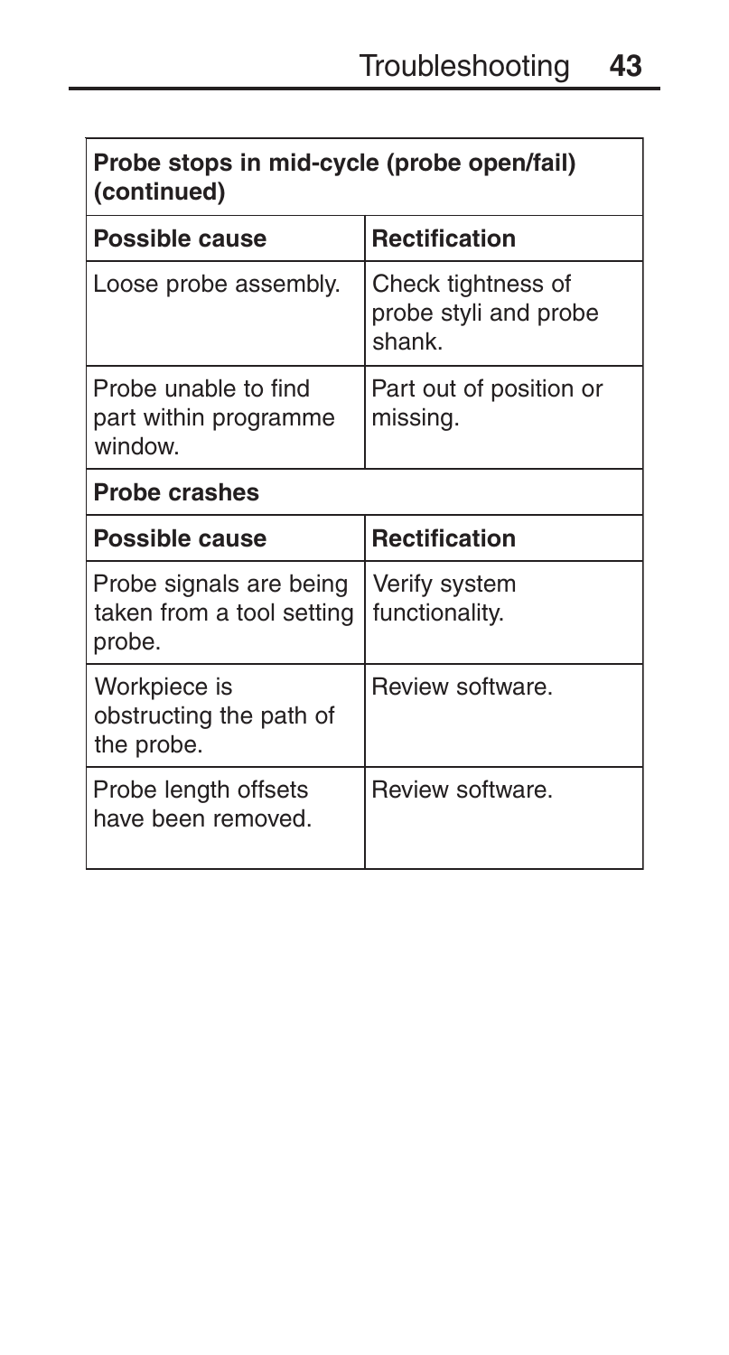**Probe stops in mid-cycle (probe open/fail) (continued)**

| Possible cause | Rectification |
|---|---|
| Loose probe assembly. | Check tightness of probe styli and probe shank. |
| Probe unable to find part within programme window. | Part out of position or missing. |

**Probe crashes**

| Possible cause | Rectification |
|---|---|
| Probe signals are being taken from a tool setting probe. | Verify system functionality. |
| Workpiece is obstructing the path of the probe. | Review software. |
| Probe length offsets have been removed. | Review software. |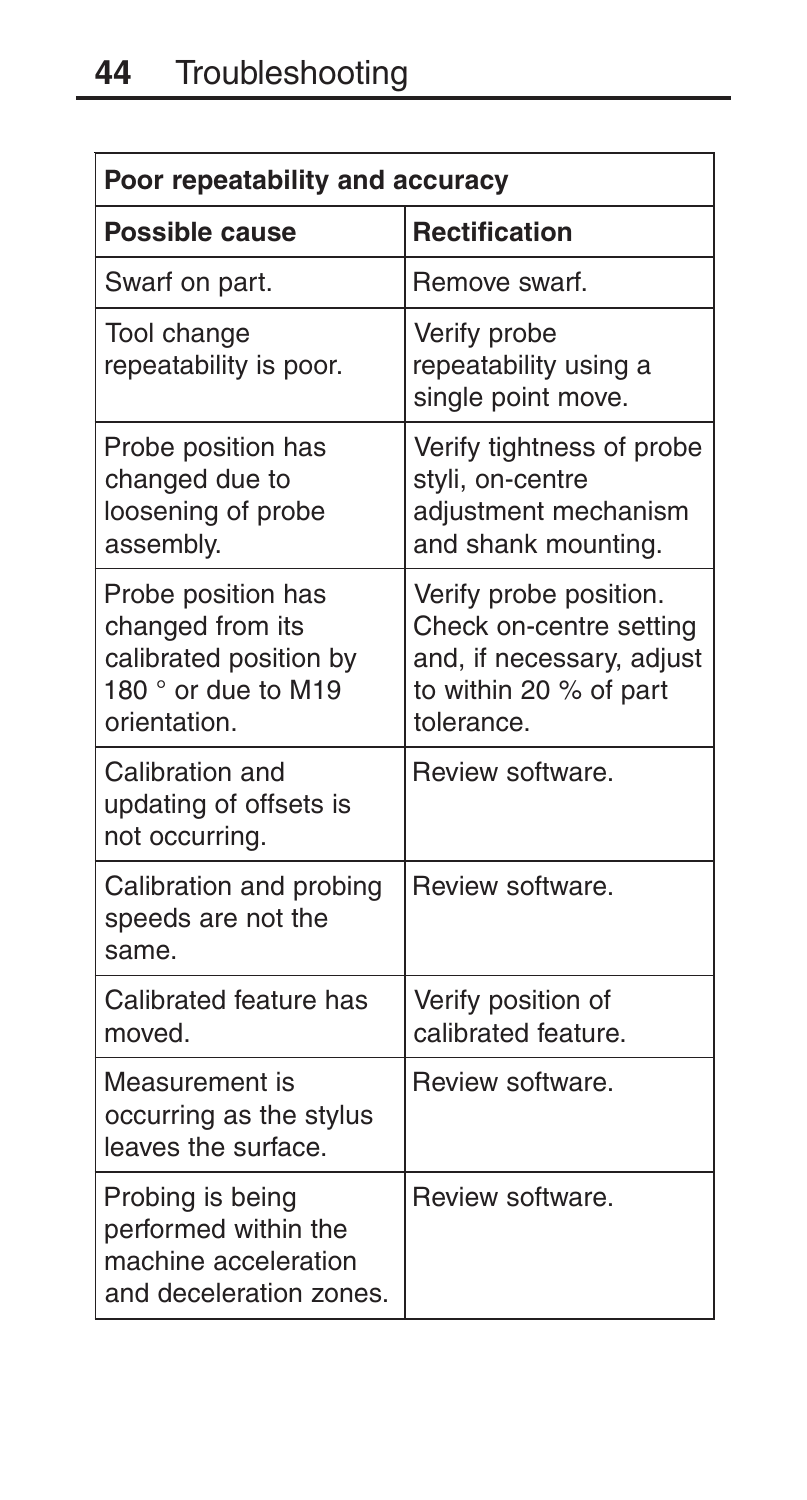# Troubleshooting

| Poor repeatability and accuracy | |
|---|---|
| **Possible cause** | **Rectification** |
| Swarf on part. | Remove swarf. |
| Tool change repeatability is poor. | Verify probe repeatability using a single point move. |
| Probe position has changed due to loosening of probe assembly. | Verify tightness of probe styli, on-centre adjustment mechanism and shank mounting. |
| Probe position has changed from its calibrated position by 180 ° or due to M19 orientation. | Verify probe position. Check on-centre setting and, if necessary, adjust to within 20 % of part tolerance. |
| Calibration and updating of offsets is not occurring. | Review software. |
| Calibration and probing speeds are not the same. | Review software. |
| Calibrated feature has moved. | Verify position of calibrated feature. |
| Measurement is occurring as the stylus leaves the surface. | Review software. |
| Probing is being performed within the machine acceleration and deceleration zones. | Review software. |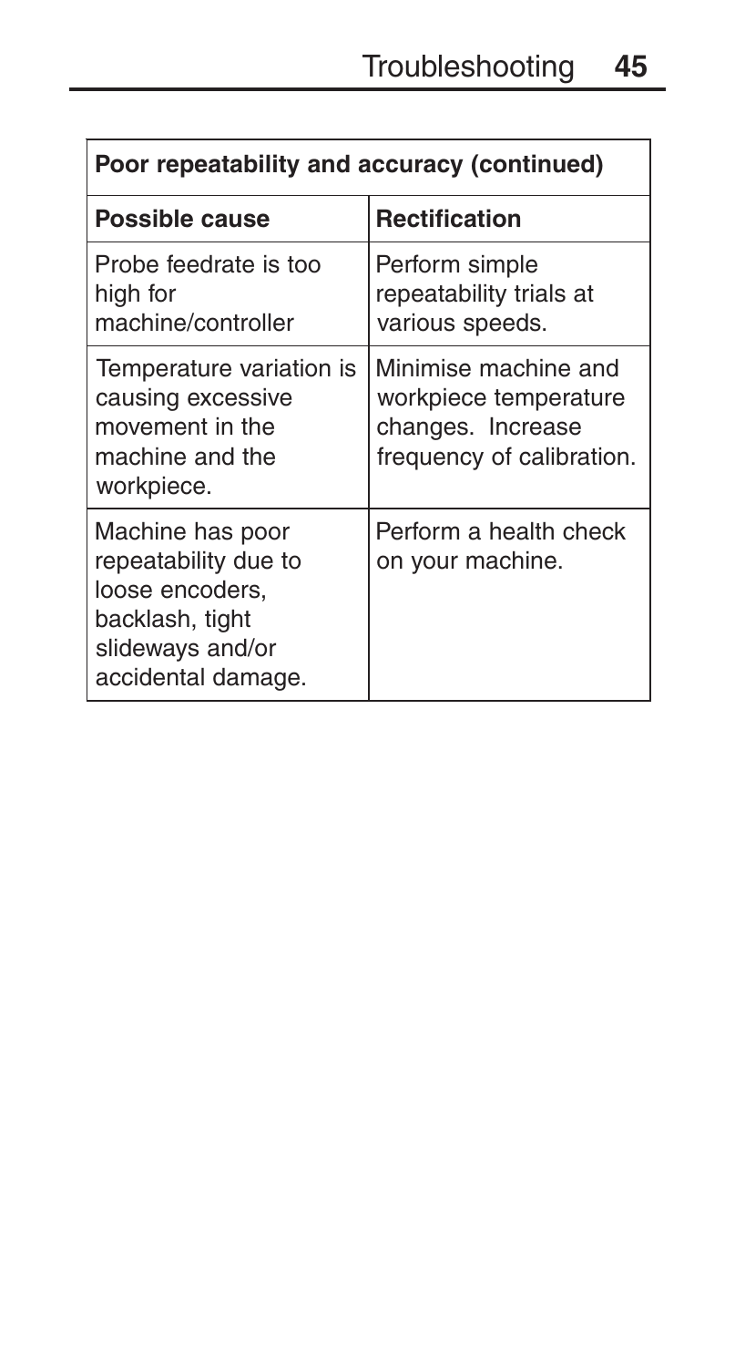| Poor repeatability and accuracy (continued) | |
|---|---|
| **Possible cause** | **Rectification** |
| Probe feedrate is too high for machine/controller | Perform simple repeatability trials at various speeds. |
| Temperature variation is causing excessive movement in the machine and the workpiece. | Minimise machine and workpiece temperature changes. Increase frequency of calibration. |
| Machine has poor repeatability due to loose encoders, backlash, tight slideways and/or accidental damage. | Perform a health check on your machine. |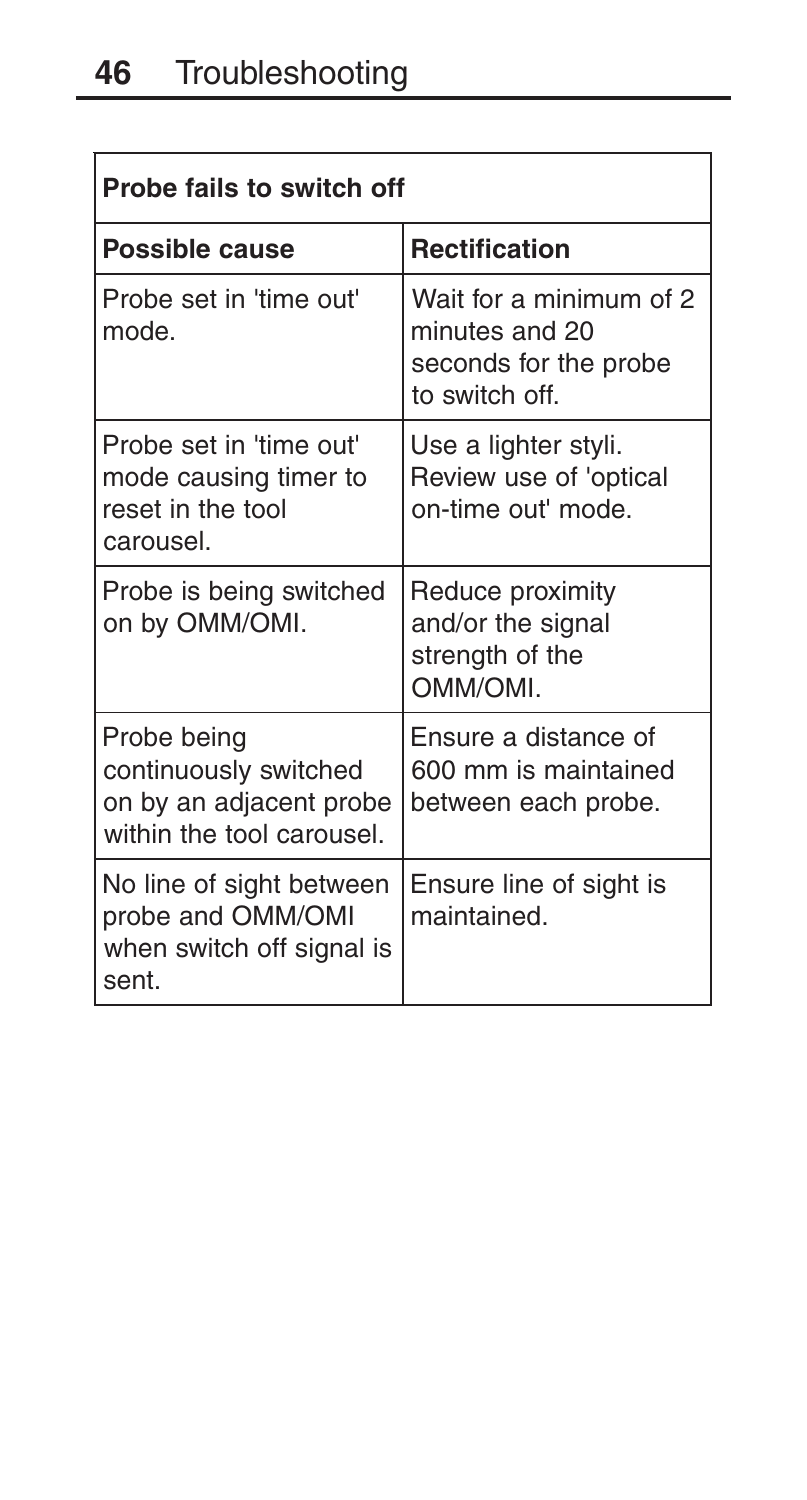| Probe fails to switch off | |
|---|---|
| **Possible cause** | **Rectification** |
| Probe set in 'time out' mode. | Wait for a minimum of 2 minutes and 20 seconds for the probe to switch off. |
| Probe set in 'time out' mode causing timer to reset in the tool carousel. | Use a lighter styli. Review use of 'optical on-time out' mode. |
| Probe is being switched on by OMM/OMI. | Reduce proximity and/or the signal strength of the OMM/OMI. |
| Probe being continuously switched on by an adjacent probe within the tool carousel. | Ensure a distance of 600 mm is maintained between each probe. |
| No line of sight between probe and OMM/OMI when switch off signal is sent. | Ensure line of sight is maintained. |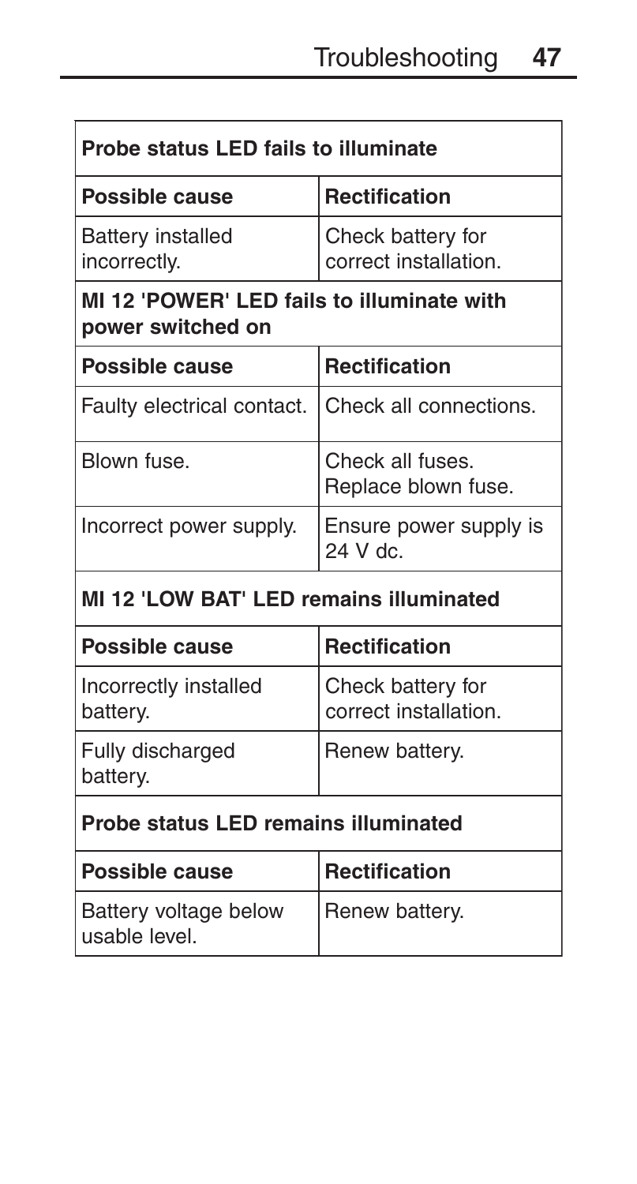| Probe status LED fails to illuminate | |
|---|---|
| **Possible cause** | **Rectification** |
| Battery installed incorrectly. | Check battery for correct installation. |

| MI 12 'POWER' LED fails to illuminate with power switched on | |
|---|---|
| **Possible cause** | **Rectification** |
| Faulty electrical contact. | Check all connections. |
| Blown fuse. | Check all fuses. Replace blown fuse. |
| Incorrect power supply. | Ensure power supply is 24 V dc. |

| MI 12 'LOW BAT' LED remains illuminated | |
|---|---|
| **Possible cause** | **Rectification** |
| Incorrectly installed battery. | Check battery for correct installation. |
| Fully discharged battery. | Renew battery. |

| Probe status LED remains illuminated | |
|---|---|
| **Possible cause** | **Rectification** |
| Battery voltage below usable level. | Renew battery. |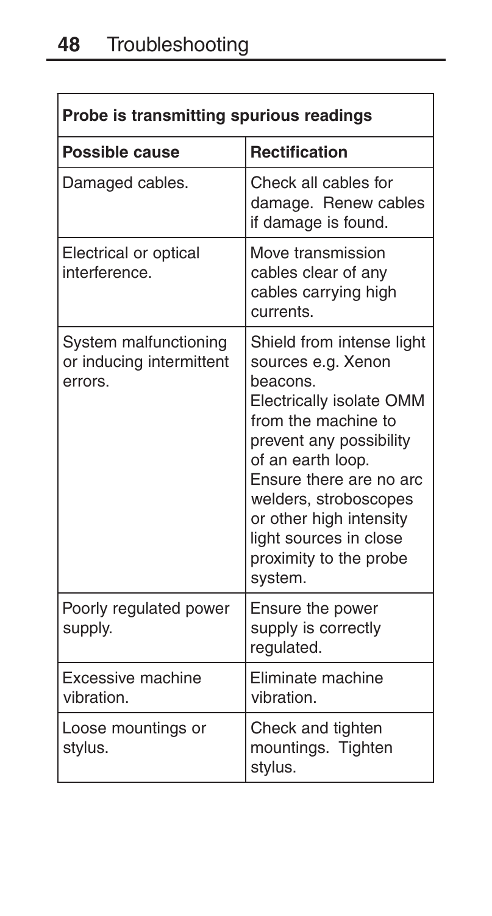| Probe is transmitting spurious readings | |
|---|---|
| **Possible cause** | **Rectification** |
| Damaged cables. | Check all cables for damage. Renew cables if damage is found. |
| Electrical or optical interference. | Move transmission cables clear of any cables carrying high currents. |
| System malfunctioning or inducing intermittent errors. | Shield from intense light sources e.g. Xenon beacons. Electrically isolate OMM from the machine to prevent any possibility of an earth loop. Ensure there are no arc welders, stroboscopes or other high intensity light sources in close proximity to the probe system. |
| Poorly regulated power supply. | Ensure the power supply is correctly regulated. |
| Excessive machine vibration. | Eliminate machine vibration. |
| Loose mountings or stylus. | Check and tighten mountings. Tighten stylus. |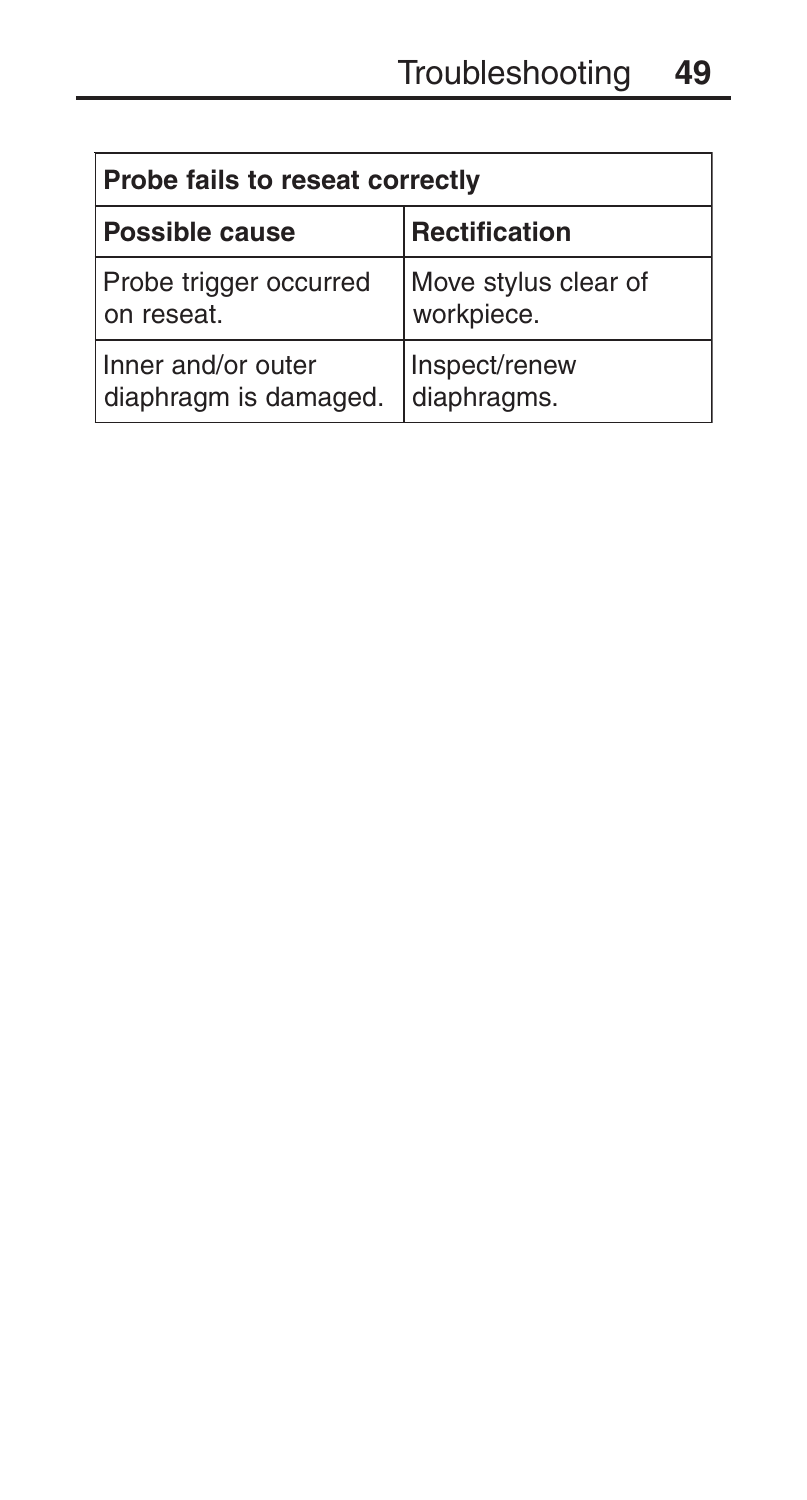| Probe fails to reseat correctly | |
|---|---|
| **Possible cause** | **Rectification** |
| Probe trigger occurred on reseat. | Move stylus clear of workpiece. |
| Inner and/or outer diaphragm is damaged. | Inspect/renew diaphragms. |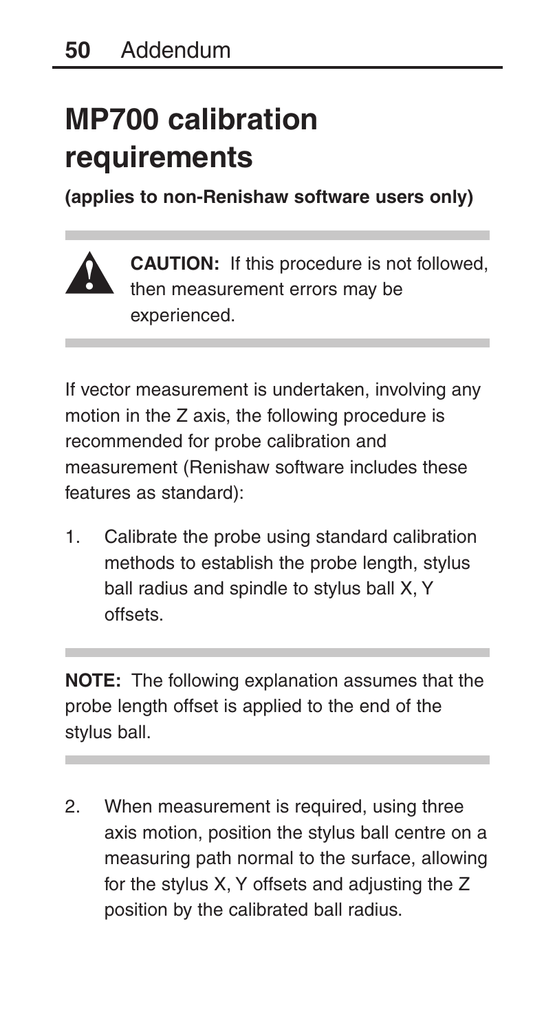# MP700 calibration requirements

**(applies to non-Renishaw software users only)**

**CAUTION:** If this procedure is not followed, then measurement errors may be experienced.

If vector measurement is undertaken, involving any motion in the Z axis, the following procedure is recommended for probe calibration and measurement (Renishaw software includes these features as standard):

1. Calibrate the probe using standard calibration methods to establish the probe length, stylus ball radius and spindle to stylus ball X, Y offsets.

**NOTE:** The following explanation assumes that the probe length offset is applied to the end of the stylus ball.

2. When measurement is required, using three axis motion, position the stylus ball centre on a measuring path normal to the surface, allowing for the stylus X, Y offsets and adjusting the Z position by the calibrated ball radius.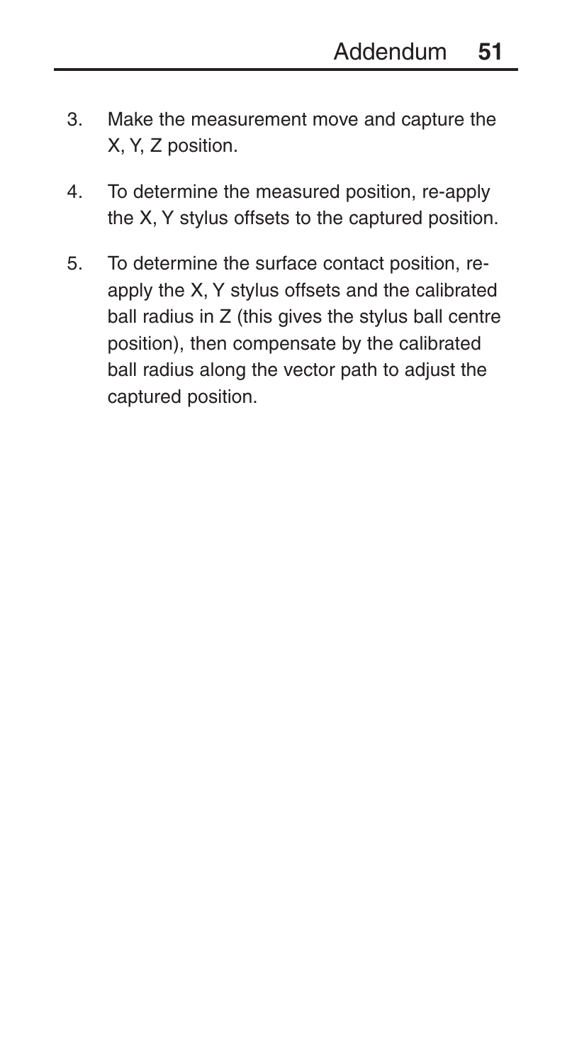3. Make the measurement move and capture the X, Y, Z position.
4. To determine the measured position, re-apply the X, Y stylus offsets to the captured position.
5. To determine the surface contact position, re-apply the X, Y stylus offsets and the calibrated ball radius in Z (this gives the stylus ball centre position), then compensate by the calibrated ball radius along the vector path to adjust the captured position.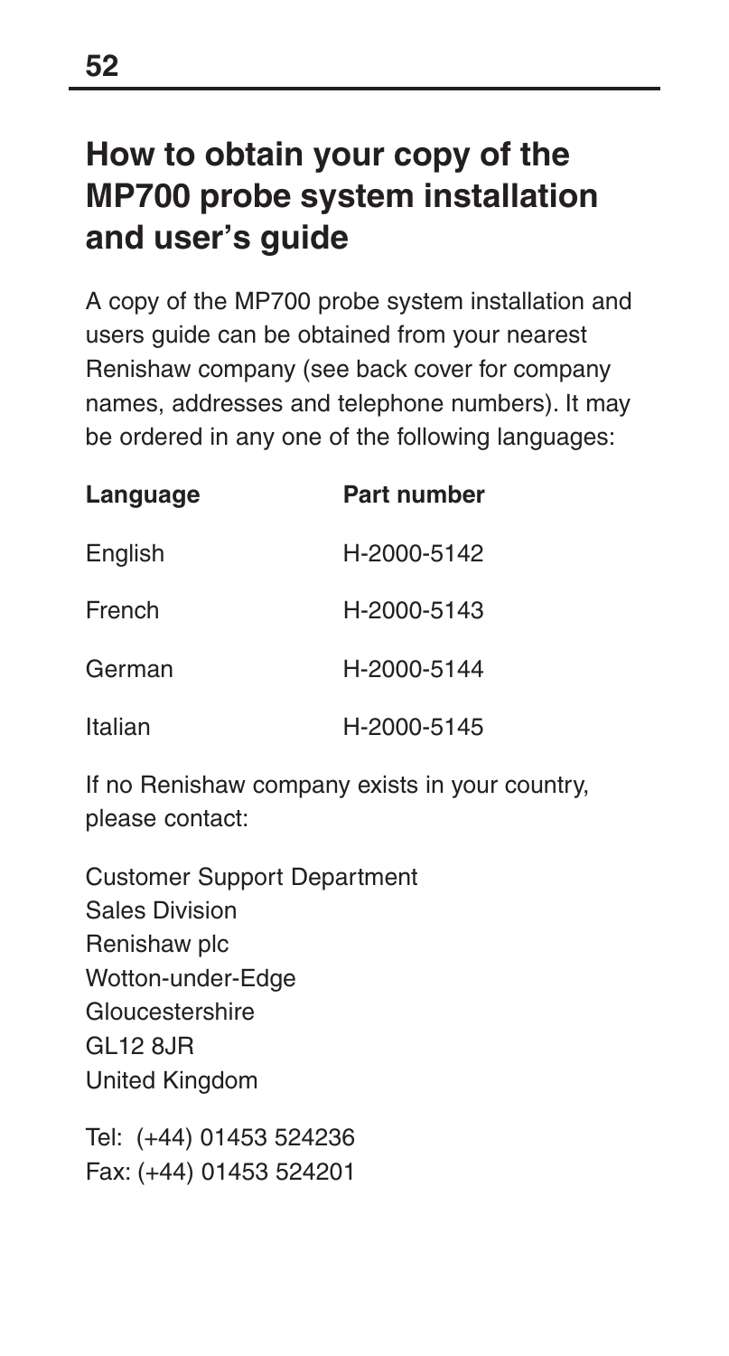# How to obtain your copy of the MP700 probe system installation and user's guide

A copy of the MP700 probe system installation and users guide can be obtained from your nearest Renishaw company (see back cover for company names, addresses and telephone numbers). It may be ordered in any one of the following languages:

| Language | Part number |
|---|---|
| English | H-2000-5142 |
| French | H-2000-5143 |
| German | H-2000-5144 |
| Italian | H-2000-5145 |

If no Renishaw company exists in your country, please contact:

Customer Support Department
Sales Division
Renishaw plc
Wotton-under-Edge
Gloucestershire
GL12 8JR
United Kingdom

Tel: (+44) 01453 524236
Fax: (+44) 01453 524201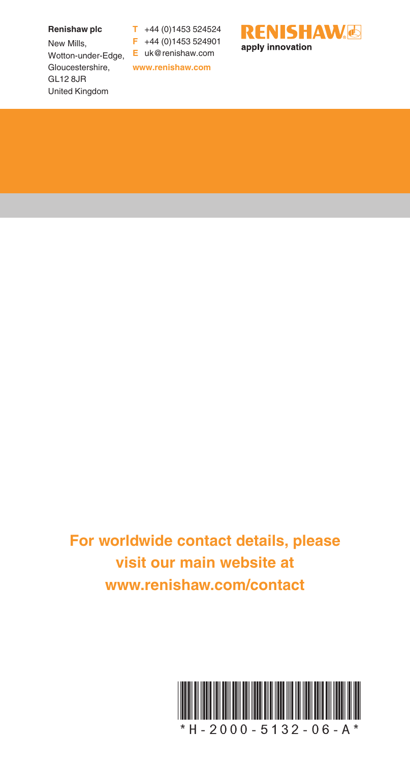**Renishaw plc**

New Mills,
Wotton-under-Edge,
Gloucestershire,
GL12 8JR
United Kingdom

**T** +44 (0)1453 524524
**F** +44 (0)1453 524901
**E** uk@renishaw.com
**www.renishaw.com**

**RENISHAW**
**apply innovation**

**For worldwide contact details, please visit our main website at www.renishaw.com/contact**

*H-2000-5132-06-A*